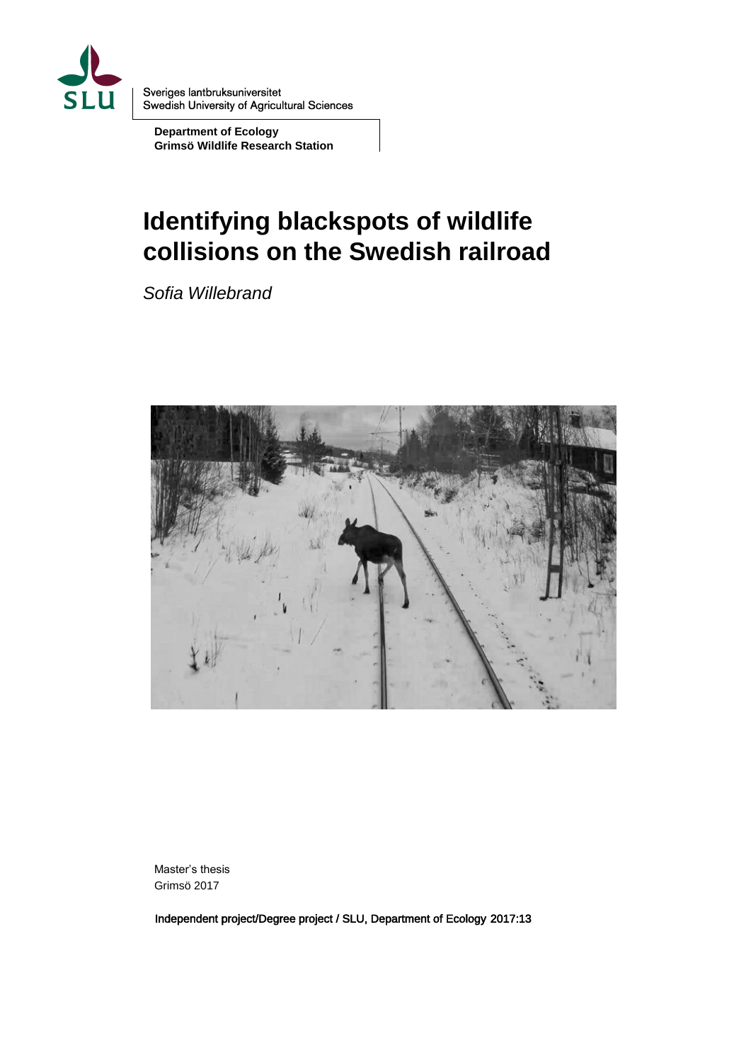SLU

Sveriges lantbruksuniversitet
Swedish University of Agricultural Sciences

**Department of Ecology**
**Grimsö Wildlife Research Station**

# Identifying blackspots of wildlife collisions on the Swedish railroad

*Sofia Willebrand*

Master's thesis
Grimsö 2017

Independent project/Degree project / SLU, Department of Ecology 2017:13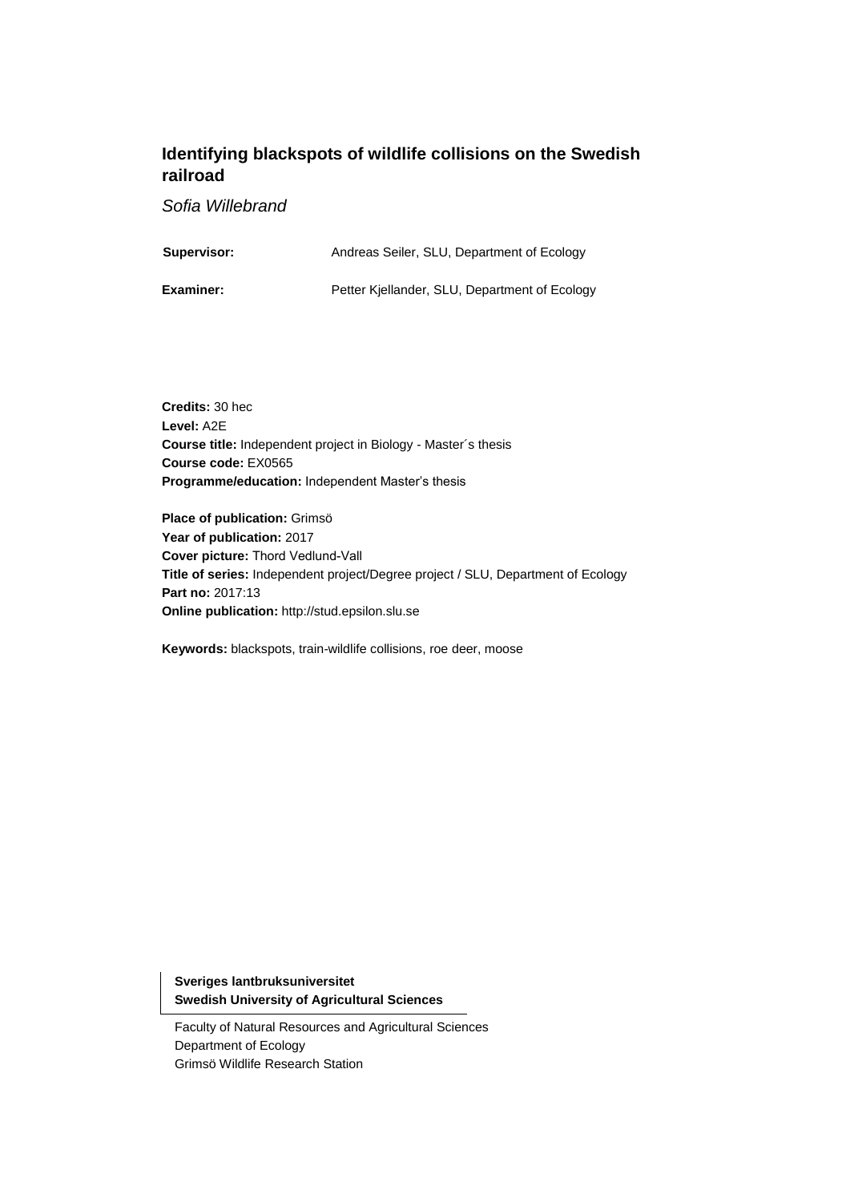# Identifying blackspots of wildlife collisions on the Swedish railroad

*Sofia Willebrand*

| | |
|---|---|
| **Supervisor:** | Andreas Seiler, SLU, Department of Ecology |
| **Examiner:** | Petter Kjellander, SLU, Department of Ecology |

**Credits:** 30 hec
**Level:** A2E
**Course title:** Independent project in Biology - Master´s thesis
**Course code:** EX0565
**Programme/education:** Independent Master's thesis

**Place of publication:** Grimsö
**Year of publication:** 2017
**Cover picture:** Thord Vedlund-Vall
**Title of series:** Independent project/Degree project / SLU, Department of Ecology
**Part no:** 2017:13
**Online publication:** http://stud.epsilon.slu.se

**Keywords:** blackspots, train-wildlife collisions, roe deer, moose

**Sveriges lantbruksuniversitet**
**Swedish University of Agricultural Sciences**

Faculty of Natural Resources and Agricultural Sciences
Department of Ecology
Grimsö Wildlife Research Station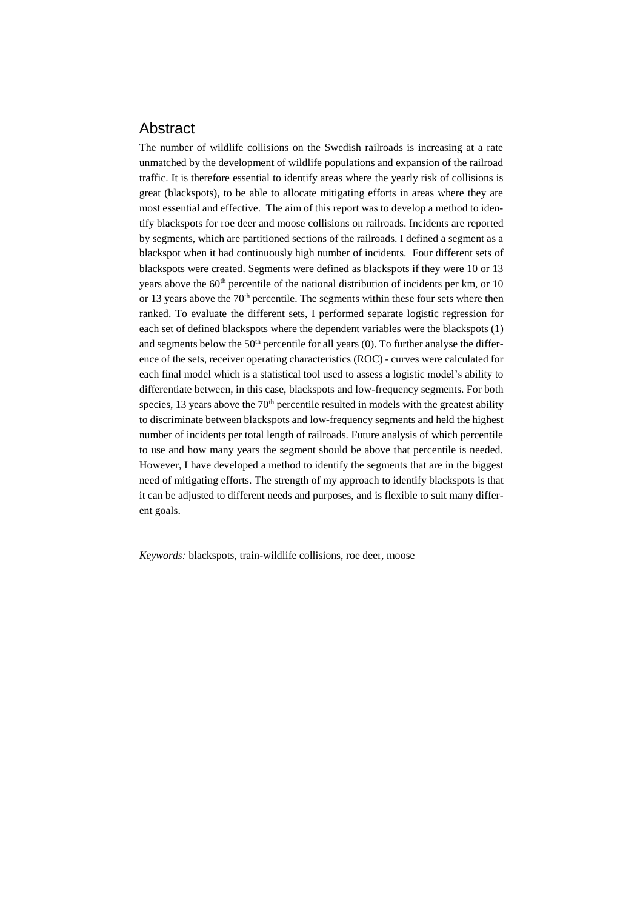## Abstract

The number of wildlife collisions on the Swedish railroads is increasing at a rate unmatched by the development of wildlife populations and expansion of the railroad traffic. It is therefore essential to identify areas where the yearly risk of collisions is great (blackspots), to be able to allocate mitigating efforts in areas where they are most essential and effective. The aim of this report was to develop a method to identify blackspots for roe deer and moose collisions on railroads. Incidents are reported by segments, which are partitioned sections of the railroads. I defined a segment as a blackspot when it had continuously high number of incidents. Four different sets of blackspots were created. Segments were defined as blackspots if they were 10 or 13 years above the $60^{th}$ percentile of the national distribution of incidents per km, or 10 or 13 years above the $70^{th}$ percentile. The segments within these four sets where then ranked. To evaluate the different sets, I performed separate logistic regression for each set of defined blackspots where the dependent variables were the blackspots (1) and segments below the $50^{th}$ percentile for all years (0). To further analyse the difference of the sets, receiver operating characteristics (ROC) - curves were calculated for each final model which is a statistical tool used to assess a logistic model's ability to differentiate between, in this case, blackspots and low-frequency segments. For both species, 13 years above the $70^{th}$ percentile resulted in models with the greatest ability to discriminate between blackspots and low-frequency segments and held the highest number of incidents per total length of railroads. Future analysis of which percentile to use and how many years the segment should be above that percentile is needed. However, I have developed a method to identify the segments that are in the biggest need of mitigating efforts. The strength of my approach to identify blackspots is that it can be adjusted to different needs and purposes, and is flexible to suit many different goals.

*Keywords:* blackspots, train-wildlife collisions, roe deer, moose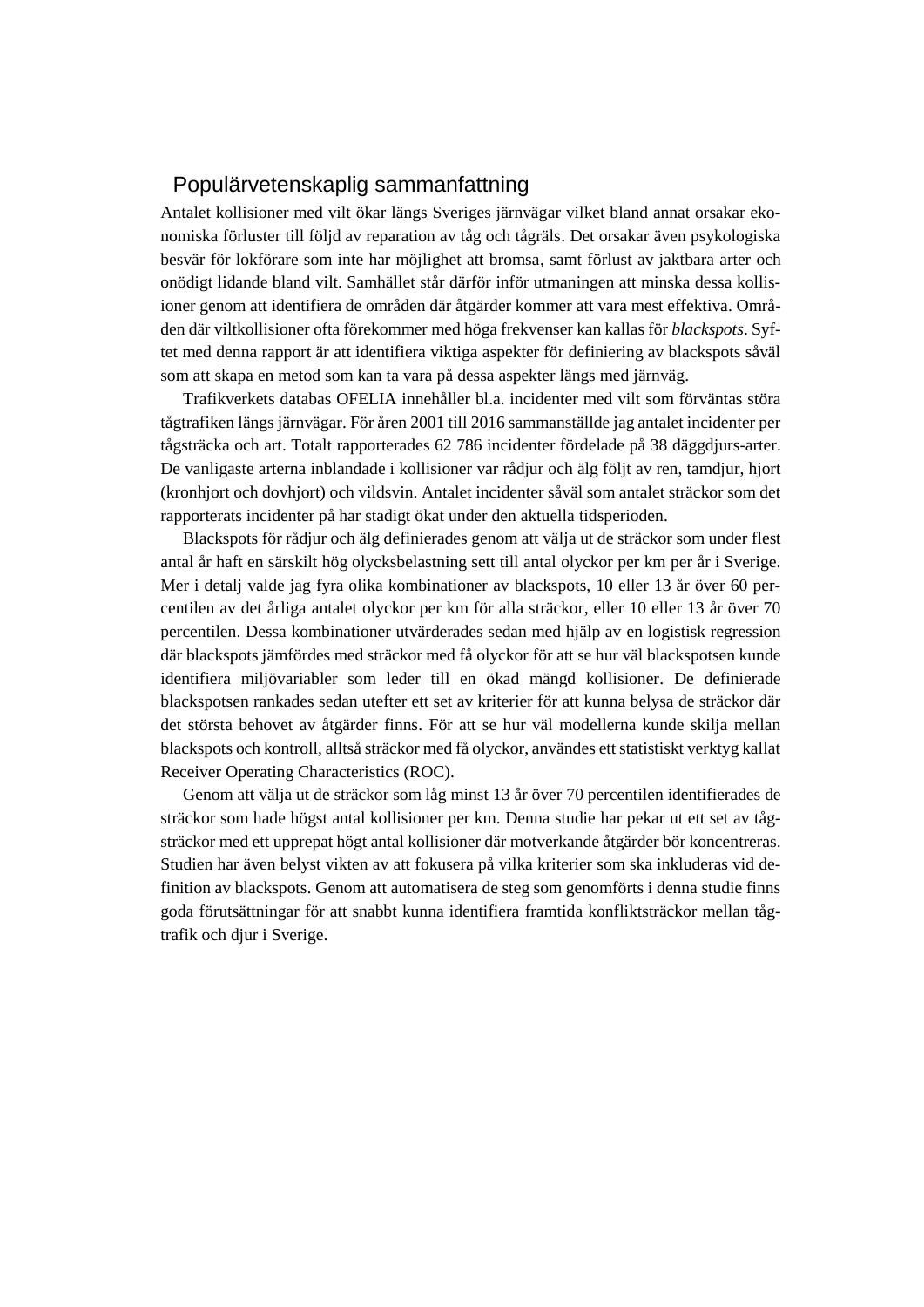# Populärvetenskaplig sammanfattning

Antalet kollisioner med vilt ökar längs Sveriges järnvägar vilket bland annat orsakar ekonomiska förluster till följd av reparation av tåg och tågräls. Det orsakar även psykologiska besvär för lokförare som inte har möjlighet att bromsa, samt förlust av jaktbara arter och onödigt lidande bland vilt. Samhället står därför inför utmaningen att minska dessa kollisioner genom att identifiera de områden där åtgärder kommer att vara mest effektiva. Områden där viltkollisioner ofta förekommer med höga frekvenser kan kallas för *blackspots*. Syftet med denna rapport är att identifiera viktiga aspekter för definiering av blackspots såväl som att skapa en metod som kan ta vara på dessa aspekter längs med järnväg.

Trafikverkets databas OFELIA innehåller bl.a. incidenter med vilt som förväntas störa tågtrafiken längs järnvägar. För åren 2001 till 2016 sammanställde jag antalet incidenter per tågsträcka och art. Totalt rapporterades 62 786 incidenter fördelade på 38 däggdjurs-arter. De vanligaste arterna inblandade i kollisioner var rådjur och älg följt av ren, tamdjur, hjort (kronhjort och dovhjort) och vildsvin. Antalet incidenter såväl som antalet sträckor som det rapporterats incidenter på har stadigt ökat under den aktuella tidsperioden.

Blackspots för rådjur och älg definierades genom att välja ut de sträckor som under flest antal år haft en särskilt hög olycksbelastning sett till antal olyckor per km per år i Sverige. Mer i detalj valde jag fyra olika kombinationer av blackspots, 10 eller 13 år över 60 percentilen av det årliga antalet olyckor per km för alla sträckor, eller 10 eller 13 år över 70 percentilen. Dessa kombinationer utvärderades sedan med hjälp av en logistisk regression där blackspots jämfördes med sträckor med få olyckor för att se hur väl blackspotsen kunde identifiera miljövariabler som leder till en ökad mängd kollisioner. De definierade blackspotsen rankades sedan utefter ett set av kriterier för att kunna belysa de sträckor där det största behovet av åtgärder finns. För att se hur väl modellerna kunde skilja mellan blackspots och kontroll, alltså sträckor med få olyckor, användes ett statistiskt verktyg kallat Receiver Operating Characteristics (ROC).

Genom att välja ut de sträckor som låg minst 13 år över 70 percentilen identifierades de sträckor som hade högst antal kollisioner per km. Denna studie har pekar ut ett set av tågsträckor med ett upprepat högt antal kollisioner där motverkande åtgärder bör koncentreras. Studien har även belyst vikten av att fokusera på vilka kriterier som ska inkluderas vid definition av blackspots. Genom att automatisera de steg som genomförts i denna studie finns goda förutsättningar för att snabbt kunna identifiera framtida konfliktsträckor mellan tågtrafik och djur i Sverige.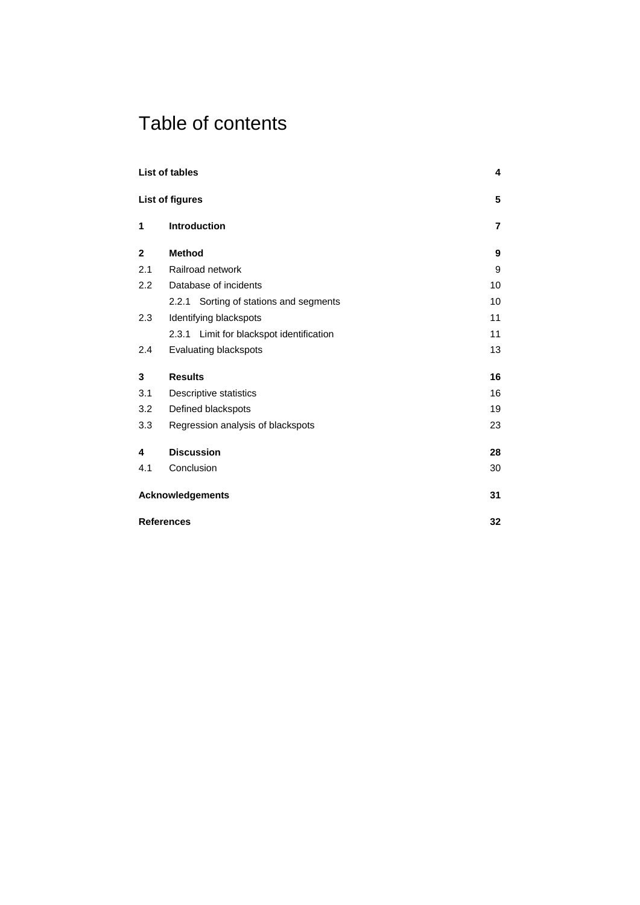# Table of contents

| | | |
|---|---|---|
| **List of tables** | | **4** |
| **List of figures** | | **5** |
| **1** | **Introduction** | **7** |
| **2** | **Method** | **9** |
| 2.1 | Railroad network | 9 |
| 2.2 | Database of incidents | 10 |
| | 2.2.1 Sorting of stations and segments | 10 |
| 2.3 | Identifying blackspots | 11 |
| | 2.3.1 Limit for blackspot identification | 11 |
| 2.4 | Evaluating blackspots | 13 |
| **3** | **Results** | **16** |
| 3.1 | Descriptive statistics | 16 |
| 3.2 | Defined blackspots | 19 |
| 3.3 | Regression analysis of blackspots | 23 |
| **4** | **Discussion** | **28** |
| 4.1 | Conclusion | 30 |
| **Acknowledgements** | | **31** |
| **References** | | **32** |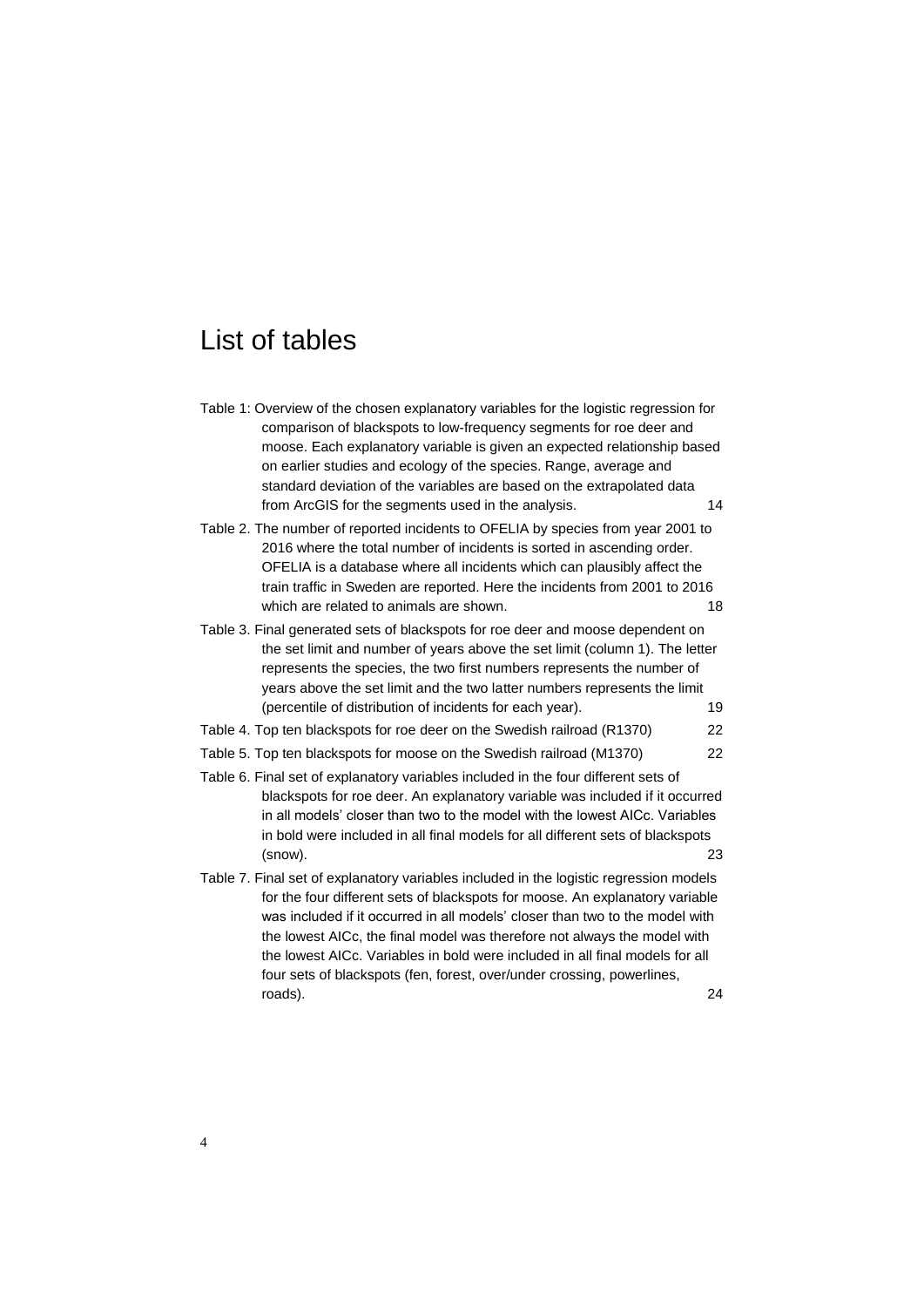# List of tables

Table 1: Overview of the chosen explanatory variables for the logistic regression for comparison of blackspots to low-frequency segments for roe deer and moose. Each explanatory variable is given an expected relationship based on earlier studies and ecology of the species. Range, average and standard deviation of the variables are based on the extrapolated data from ArcGIS for the segments used in the analysis. 14

Table 2. The number of reported incidents to OFELIA by species from year 2001 to 2016 where the total number of incidents is sorted in ascending order. OFELIA is a database where all incidents which can plausibly affect the train traffic in Sweden are reported. Here the incidents from 2001 to 2016 which are related to animals are shown. 18

Table 3. Final generated sets of blackspots for roe deer and moose dependent on the set limit and number of years above the set limit (column 1). The letter represents the species, the two first numbers represents the number of years above the set limit and the two latter numbers represents the limit (percentile of distribution of incidents for each year). 19

Table 4. Top ten blackspots for roe deer on the Swedish railroad (R1370) 22

Table 5. Top ten blackspots for moose on the Swedish railroad (M1370) 22

Table 6. Final set of explanatory variables included in the four different sets of blackspots for roe deer. An explanatory variable was included if it occurred in all models' closer than two to the model with the lowest AICc. Variables in bold were included in all final models for all different sets of blackspots (snow). 23

Table 7. Final set of explanatory variables included in the logistic regression models for the four different sets of blackspots for moose. An explanatory variable was included if it occurred in all models' closer than two to the model with the lowest AICc, the final model was therefore not always the model with the lowest AICc. Variables in bold were included in all final models for all four sets of blackspots (fen, forest, over/under crossing, powerlines, roads). 24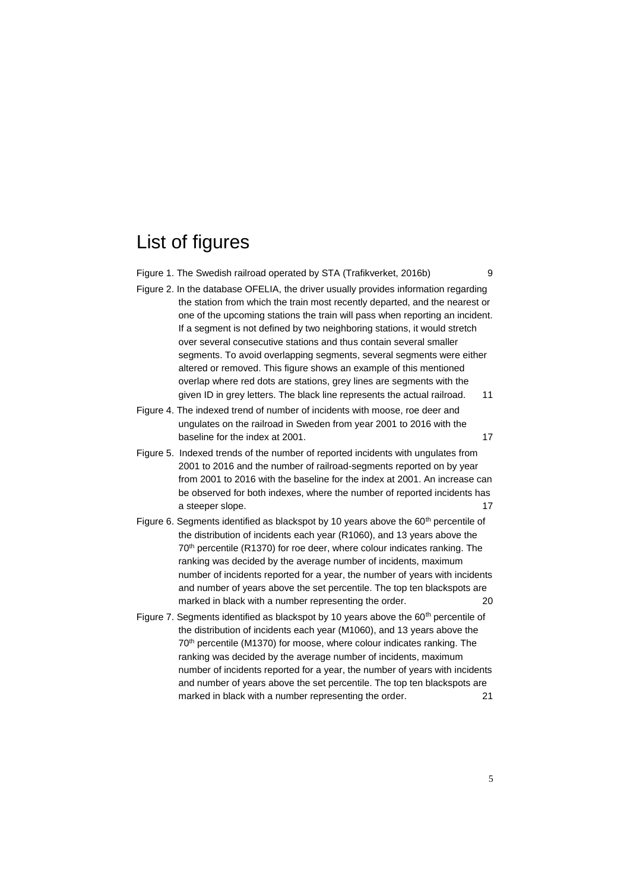# List of figures

Figure 1. The Swedish railroad operated by STA (Trafikverket, 2016b) 9

Figure 2. In the database OFELIA, the driver usually provides information regarding the station from which the train most recently departed, and the nearest or one of the upcoming stations the train will pass when reporting an incident. If a segment is not defined by two neighboring stations, it would stretch over several consecutive stations and thus contain several smaller segments. To avoid overlapping segments, several segments were either altered or removed. This figure shows an example of this mentioned overlap where red dots are stations, grey lines are segments with the given ID in grey letters. The black line represents the actual railroad. 11

Figure 4. The indexed trend of number of incidents with moose, roe deer and ungulates on the railroad in Sweden from year 2001 to 2016 with the baseline for the index at 2001. 17

Figure 5. Indexed trends of the number of reported incidents with ungulates from 2001 to 2016 and the number of railroad-segments reported on by year from 2001 to 2016 with the baseline for the index at 2001. An increase can be observed for both indexes, where the number of reported incidents has a steeper slope. 17

Figure 6. Segments identified as blackspot by 10 years above the 60th percentile of the distribution of incidents each year (R1060), and 13 years above the 70th percentile (R1370) for roe deer, where colour indicates ranking. The ranking was decided by the average number of incidents, maximum number of incidents reported for a year, the number of years with incidents and number of years above the set percentile. The top ten blackspots are marked in black with a number representing the order. 20

Figure 7. Segments identified as blackspot by 10 years above the 60th percentile of the distribution of incidents each year (M1060), and 13 years above the 70th percentile (M1370) for moose, where colour indicates ranking. The ranking was decided by the average number of incidents, maximum number of incidents reported for a year, the number of years with incidents and number of years above the set percentile. The top ten blackspots are marked in black with a number representing the order. 21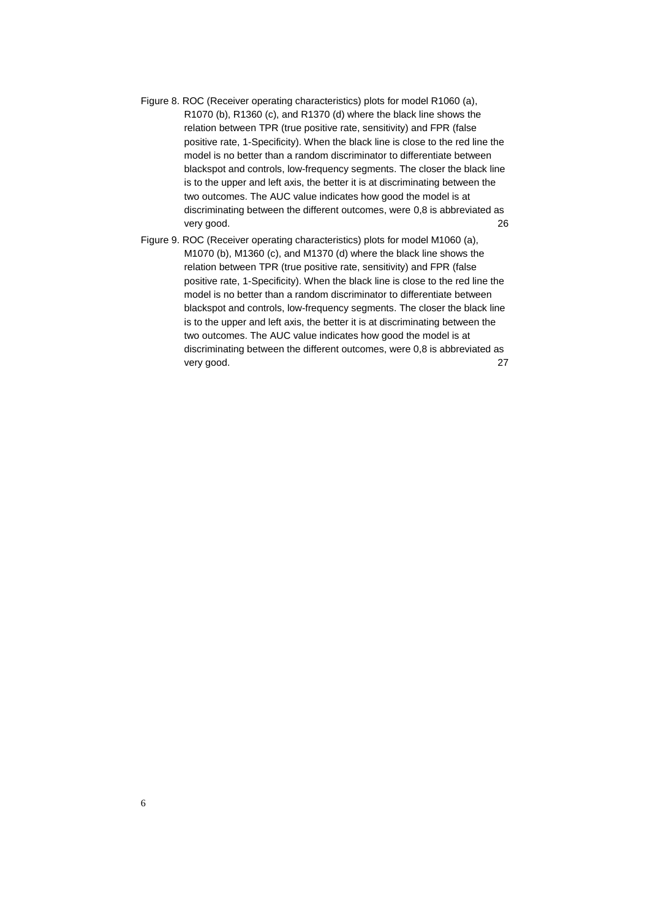Figure 8. ROC (Receiver operating characteristics) plots for model R1060 (a), R1070 (b), R1360 (c), and R1370 (d) where the black line shows the relation between TPR (true positive rate, sensitivity) and FPR (false positive rate, 1-Specificity). When the black line is close to the red line the model is no better than a random discriminator to differentiate between blackspot and controls, low-frequency segments. The closer the black line is to the upper and left axis, the better it is at discriminating between the two outcomes. The AUC value indicates how good the model is at discriminating between the different outcomes, were 0,8 is abbreviated as very good. 26

Figure 9. ROC (Receiver operating characteristics) plots for model M1060 (a), M1070 (b), M1360 (c), and M1370 (d) where the black line shows the relation between TPR (true positive rate, sensitivity) and FPR (false positive rate, 1-Specificity). When the black line is close to the red line the model is no better than a random discriminator to differentiate between blackspot and controls, low-frequency segments. The closer the black line is to the upper and left axis, the better it is at discriminating between the two outcomes. The AUC value indicates how good the model is at discriminating between the different outcomes, were 0,8 is abbreviated as very good. 27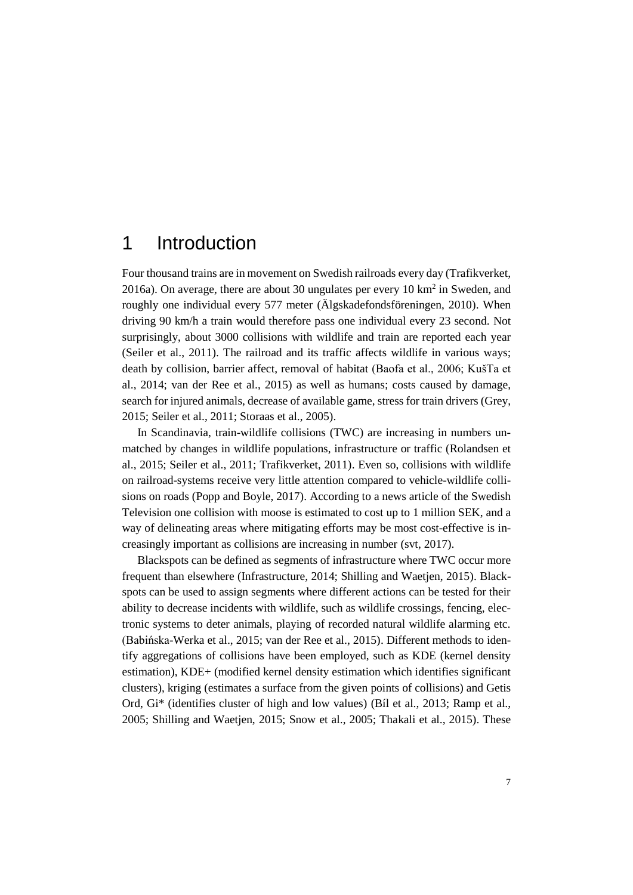# 1 Introduction

Four thousand trains are in movement on Swedish railroads every day (Trafikverket, 2016a). On average, there are about 30 ungulates per every 10 km$^2$ in Sweden, and roughly one individual every 577 meter (Älgskadefondsföreningen, 2010). When driving 90 km/h a train would therefore pass one individual every 23 second. Not surprisingly, about 3000 collisions with wildlife and train are reported each year (Seiler et al., 2011). The railroad and its traffic affects wildlife in various ways; death by collision, barrier affect, removal of habitat (Baofa et al., 2006; KušTa et al., 2014; van der Ree et al., 2015) as well as humans; costs caused by damage, search for injured animals, decrease of available game, stress for train drivers (Grey, 2015; Seiler et al., 2011; Storaas et al., 2005).

In Scandinavia, train-wildlife collisions (TWC) are increasing in numbers unmatched by changes in wildlife populations, infrastructure or traffic (Rolandsen et al., 2015; Seiler et al., 2011; Trafikverket, 2011). Even so, collisions with wildlife on railroad-systems receive very little attention compared to vehicle-wildlife collisions on roads (Popp and Boyle, 2017). According to a news article of the Swedish Television one collision with moose is estimated to cost up to 1 million SEK, and a way of delineating areas where mitigating efforts may be most cost-effective is increasingly important as collisions are increasing in number (svt, 2017).

Blackspots can be defined as segments of infrastructure where TWC occur more frequent than elsewhere (Infrastructure, 2014; Shilling and Waetjen, 2015). Blackspots can be used to assign segments where different actions can be tested for their ability to decrease incidents with wildlife, such as wildlife crossings, fencing, electronic systems to deter animals, playing of recorded natural wildlife alarming etc. (Babińska-Werka et al., 2015; van der Ree et al., 2015). Different methods to identify aggregations of collisions have been employed, such as KDE (kernel density estimation), KDE+ (modified kernel density estimation which identifies significant clusters), kriging (estimates a surface from the given points of collisions) and Getis Ord, Gi* (identifies cluster of high and low values) (Bíl et al., 2013; Ramp et al., 2005; Shilling and Waetjen, 2015; Snow et al., 2005; Thakali et al., 2015). These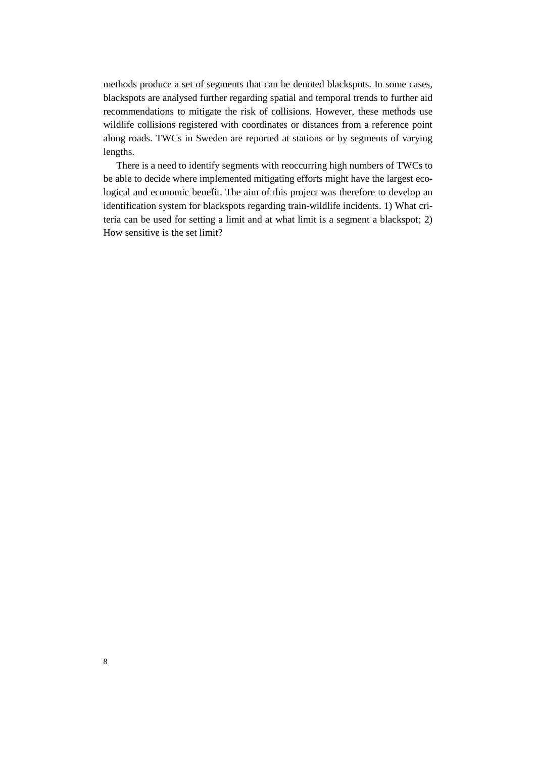methods produce a set of segments that can be denoted blackspots. In some cases, blackspots are analysed further regarding spatial and temporal trends to further aid recommendations to mitigate the risk of collisions. However, these methods use wildlife collisions registered with coordinates or distances from a reference point along roads. TWCs in Sweden are reported at stations or by segments of varying lengths.

There is a need to identify segments with reoccurring high numbers of TWCs to be able to decide where implemented mitigating efforts might have the largest ecological and economic benefit. The aim of this project was therefore to develop an identification system for blackspots regarding train-wildlife incidents. 1) What criteria can be used for setting a limit and at what limit is a segment a blackspot; 2) How sensitive is the set limit?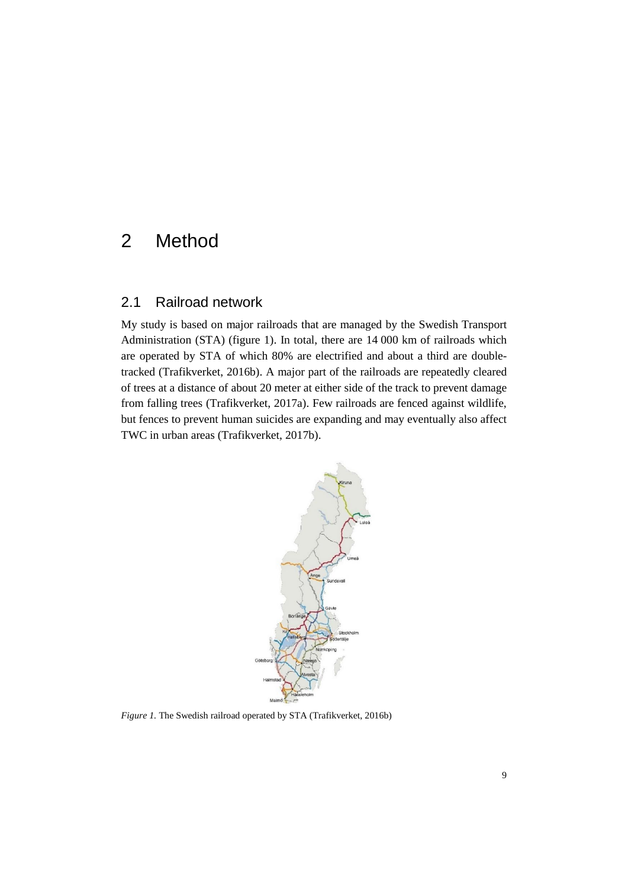# 2 Method

## 2.1 Railroad network

My study is based on major railroads that are managed by the Swedish Transport Administration (STA) (figure 1). In total, there are 14 000 km of railroads which are operated by STA of which 80% are electrified and about a third are double-tracked (Trafikverket, 2016b). A major part of the railroads are repeatedly cleared of trees at a distance of about 20 meter at either side of the track to prevent damage from falling trees (Trafikverket, 2017a). Few railroads are fenced against wildlife, but fences to prevent human suicides are expanding and may eventually also affect TWC in urban areas (Trafikverket, 2017b).

*Figure 1.* The Swedish railroad operated by STA (Trafikverket, 2016b)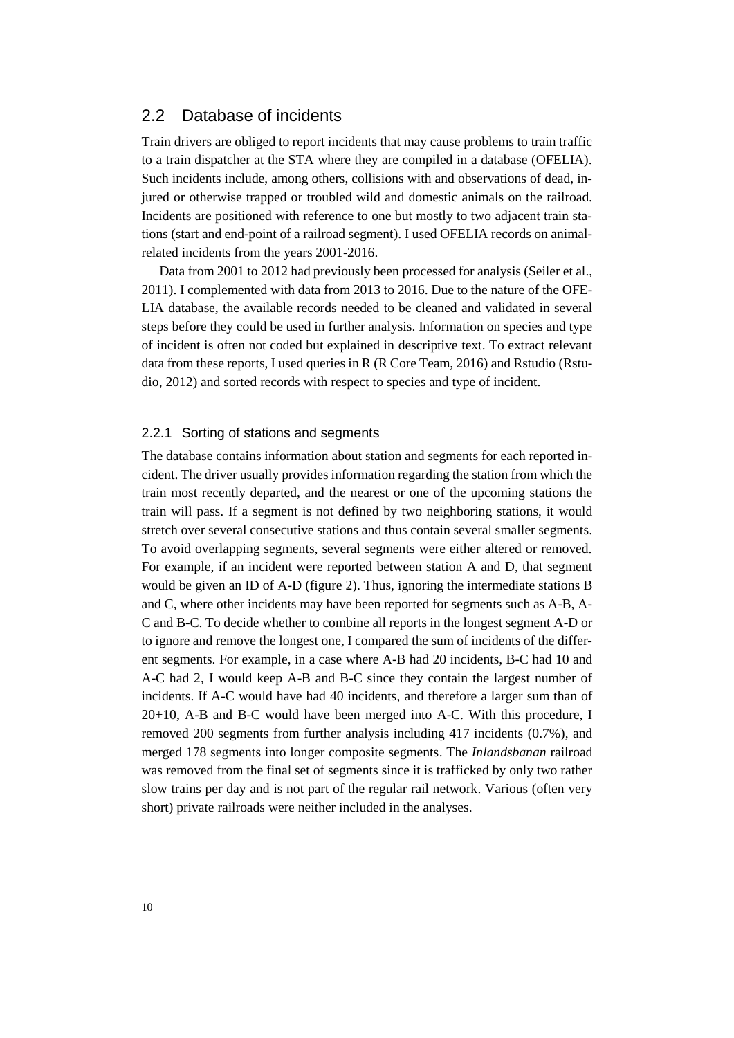## 2.2 Database of incidents

Train drivers are obliged to report incidents that may cause problems to train traffic to a train dispatcher at the STA where they are compiled in a database (OFELIA). Such incidents include, among others, collisions with and observations of dead, injured or otherwise trapped or troubled wild and domestic animals on the railroad. Incidents are positioned with reference to one but mostly to two adjacent train stations (start and end-point of a railroad segment). I used OFELIA records on animal-related incidents from the years 2001-2016.

Data from 2001 to 2012 had previously been processed for analysis (Seiler et al., 2011). I complemented with data from 2013 to 2016. Due to the nature of the OFELIA database, the available records needed to be cleaned and validated in several steps before they could be used in further analysis. Information on species and type of incident is often not coded but explained in descriptive text. To extract relevant data from these reports, I used queries in R (R Core Team, 2016) and Rstudio (Rstudio, 2012) and sorted records with respect to species and type of incident.

### 2.2.1 Sorting of stations and segments

The database contains information about station and segments for each reported incident. The driver usually provides information regarding the station from which the train most recently departed, and the nearest or one of the upcoming stations the train will pass. If a segment is not defined by two neighboring stations, it would stretch over several consecutive stations and thus contain several smaller segments. To avoid overlapping segments, several segments were either altered or removed. For example, if an incident were reported between station A and D, that segment would be given an ID of A-D (figure 2). Thus, ignoring the intermediate stations B and C, where other incidents may have been reported for segments such as A-B, A-C and B-C. To decide whether to combine all reports in the longest segment A-D or to ignore and remove the longest one, I compared the sum of incidents of the different segments. For example, in a case where A-B had 20 incidents, B-C had 10 and A-C had 2, I would keep A-B and B-C since they contain the largest number of incidents. If A-C would have had 40 incidents, and therefore a larger sum than of 20+10, A-B and B-C would have been merged into A-C. With this procedure, I removed 200 segments from further analysis including 417 incidents (0.7%), and merged 178 segments into longer composite segments. The *Inlandsbanan* railroad was removed from the final set of segments since it is trafficked by only two rather slow trains per day and is not part of the regular rail network. Various (often very short) private railroads were neither included in the analyses.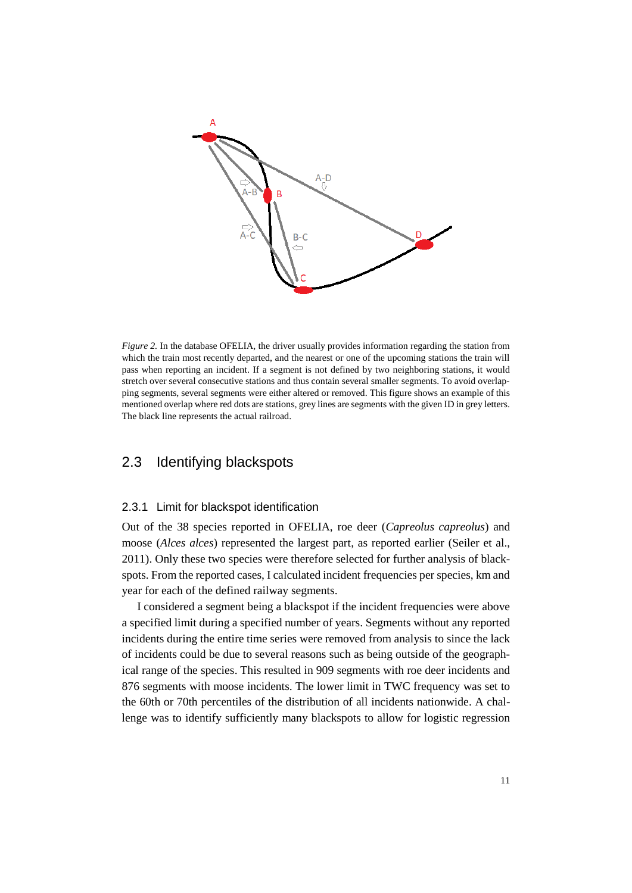*Figure 2.* In the database OFELIA, the driver usually provides information regarding the station from which the train most recently departed, and the nearest or one of the upcoming stations the train will pass when reporting an incident. If a segment is not defined by two neighboring stations, it would stretch over several consecutive stations and thus contain several smaller segments. To avoid overlapping segments, several segments were either altered or removed. This figure shows an example of this mentioned overlap where red dots are stations, grey lines are segments with the given ID in grey letters. The black line represents the actual railroad.

## 2.3 Identifying blackspots

### 2.3.1 Limit for blackspot identification

Out of the 38 species reported in OFELIA, roe deer (*Capreolus capreolus*) and moose (*Alces alces*) represented the largest part, as reported earlier (Seiler et al., 2011). Only these two species were therefore selected for further analysis of blackspots. From the reported cases, I calculated incident frequencies per species, km and year for each of the defined railway segments.

I considered a segment being a blackspot if the incident frequencies were above a specified limit during a specified number of years. Segments without any reported incidents during the entire time series were removed from analysis to since the lack of incidents could be due to several reasons such as being outside of the geographical range of the species. This resulted in 909 segments with roe deer incidents and 876 segments with moose incidents. The lower limit in TWC frequency was set to the 60th or 70th percentiles of the distribution of all incidents nationwide. A challenge was to identify sufficiently many blackspots to allow for logistic regression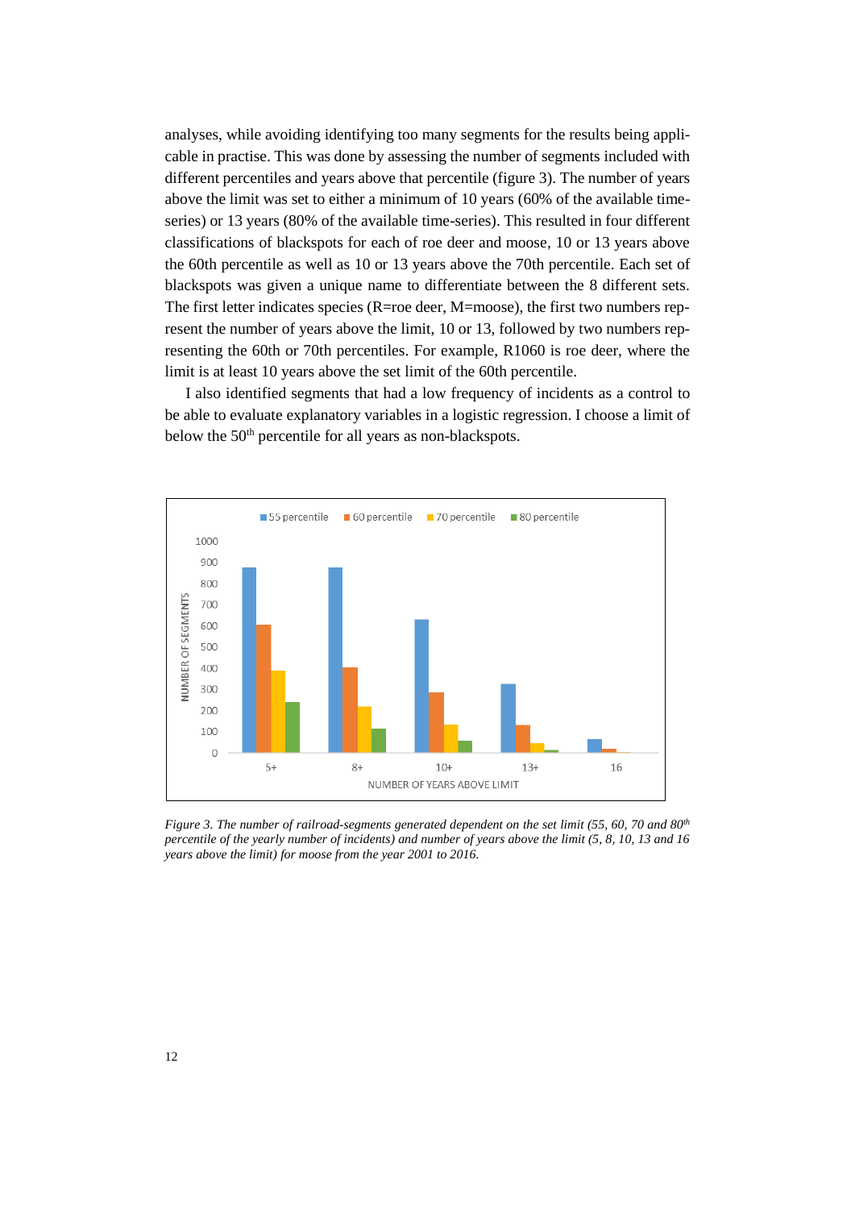analyses, while avoiding identifying too many segments for the results being applicable in practise. This was done by assessing the number of segments included with different percentiles and years above that percentile (figure 3). The number of years above the limit was set to either a minimum of 10 years (60% of the available time-series) or 13 years (80% of the available time-series). This resulted in four different classifications of blackspots for each of roe deer and moose, 10 or 13 years above the 60th percentile as well as 10 or 13 years above the 70th percentile. Each set of blackspots was given a unique name to differentiate between the 8 different sets. The first letter indicates species (R=roe deer, M=moose), the first two numbers represent the number of years above the limit, 10 or 13, followed by two numbers representing the 60th or 70th percentiles. For example, R1060 is roe deer, where the limit is at least 10 years above the set limit of the 60th percentile.

I also identified segments that had a low frequency of incidents as a control to be able to evaluate explanatory variables in a logistic regression. I choose a limit of below the 50th percentile for all years as non-blackspots.

*Figure 3. The number of railroad-segments generated dependent on the set limit (55, 60, 70 and 80th percentile of the yearly number of incidents) and number of years above the limit (5, 8, 10, 13 and 16 years above the limit) for moose from the year 2001 to 2016.*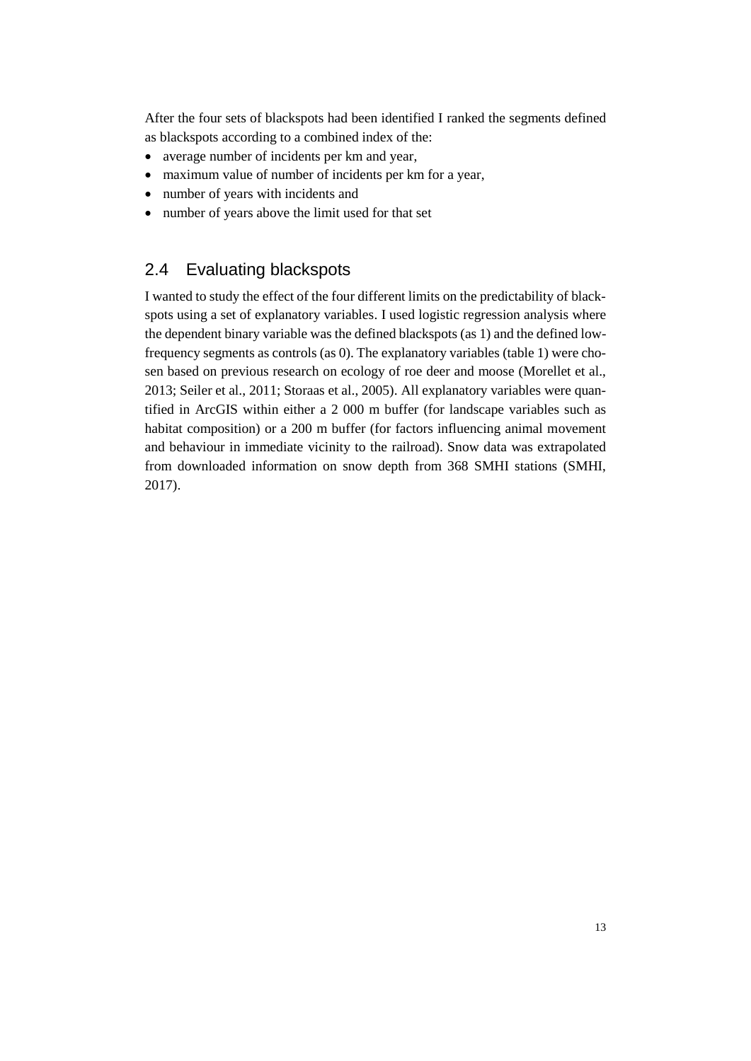After the four sets of blackspots had been identified I ranked the segments defined as blackspots according to a combined index of the:

- average number of incidents per km and year,
- maximum value of number of incidents per km for a year,
- number of years with incidents and
- number of years above the limit used for that set

## 2.4 Evaluating blackspots

I wanted to study the effect of the four different limits on the predictability of blackspots using a set of explanatory variables. I used logistic regression analysis where the dependent binary variable was the defined blackspots (as 1) and the defined low-frequency segments as controls (as 0). The explanatory variables (table 1) were chosen based on previous research on ecology of roe deer and moose (Morellet et al., 2013; Seiler et al., 2011; Storaas et al., 2005). All explanatory variables were quantified in ArcGIS within either a 2 000 m buffer (for landscape variables such as habitat composition) or a 200 m buffer (for factors influencing animal movement and behaviour in immediate vicinity to the railroad). Snow data was extrapolated from downloaded information on snow depth from 368 SMHI stations (SMHI, 2017).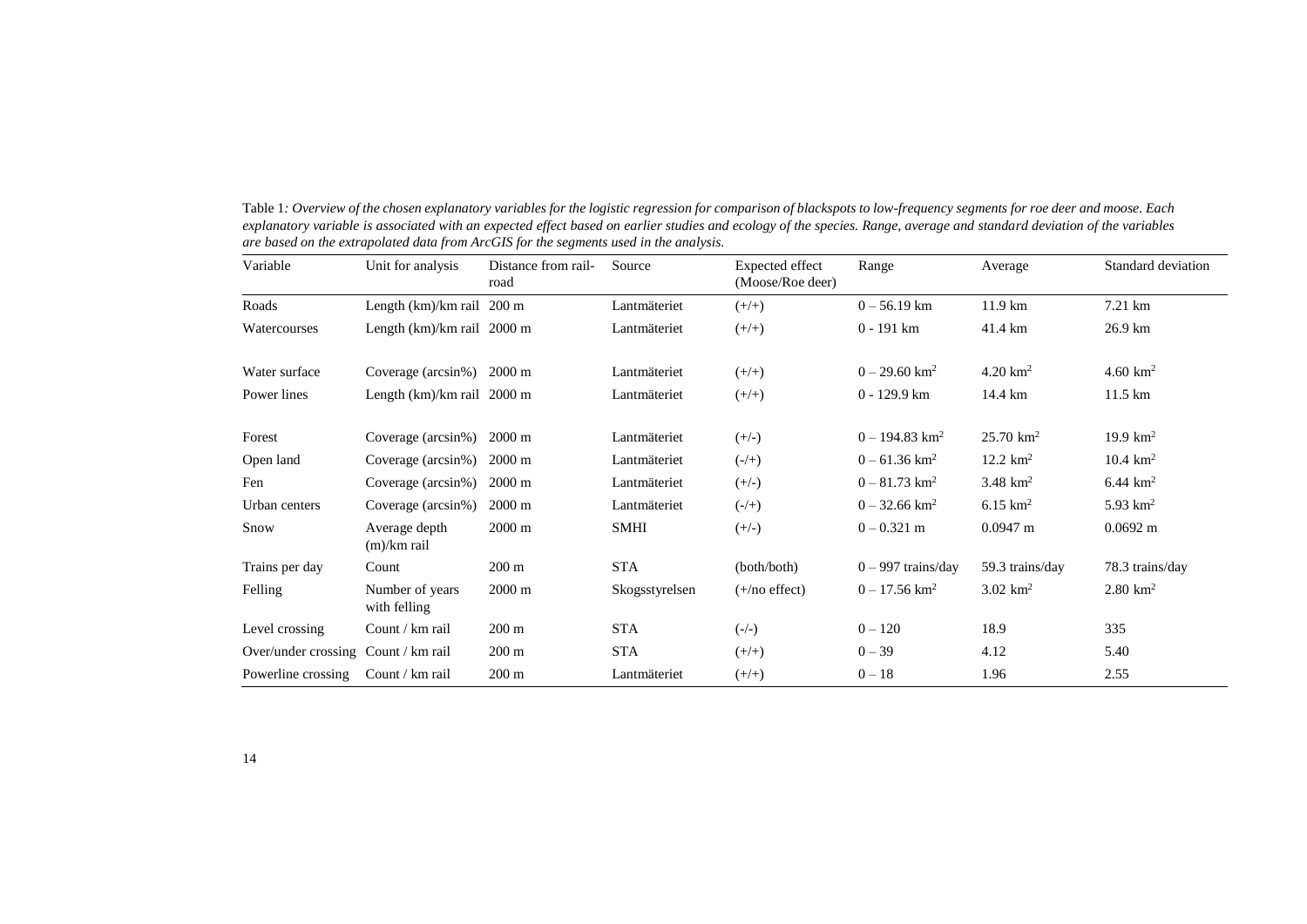Table 1*: Overview of the chosen explanatory variables for the logistic regression for comparison of blackspots to low-frequency segments for roe deer and moose. Each explanatory variable is associated with an expected effect based on earlier studies and ecology of the species. Range, average and standard deviation of the variables are based on the extrapolated data from ArcGIS for the segments used in the analysis.*

| Variable | Unit for analysis | Distance from rail-road | Source | Expected effect (Moose/Roe deer) | Range | Average | Standard deviation |
|---|---|---|---|---|---|---|---|
| Roads | Length (km)/km rail | 200 m | Lantmäteriet | (+/+) | 0 – 56.19 km | 11.9 km | 7.21 km |
| Watercourses | Length (km)/km rail | 2000 m | Lantmäteriet | (+/+) | 0 - 191 km | 41.4 km | 26.9 km |
| Water surface | Coverage (arcsin%) | 2000 m | Lantmäteriet | (+/+) | 0 – 29.60 km$^2$ | 4.20 km$^2$ | 4.60 km$^2$ |
| Power lines | Length (km)/km rail | 2000 m | Lantmäteriet | (+/+) | 0 - 129.9 km | 14.4 km | 11.5 km |
| Forest | Coverage (arcsin%) | 2000 m | Lantmäteriet | (+/-) | 0 – 194.83 km$^2$ | 25.70 km$^2$ | 19.9 km$^2$ |
| Open land | Coverage (arcsin%) | 2000 m | Lantmäteriet | (-/+) | 0 – 61.36 km$^2$ | 12.2 km$^2$ | 10.4 km$^2$ |
| Fen | Coverage (arcsin%) | 2000 m | Lantmäteriet | (+/-) | 0 – 81.73 km$^2$ | 3.48 km$^2$ | 6.44 km$^2$ |
| Urban centers | Coverage (arcsin%) | 2000 m | Lantmäteriet | (-/+) | 0 – 32.66 km$^2$ | 6.15 km$^2$ | 5.93 km$^2$ |
| Snow | Average depth (m)/km rail | 2000 m | SMHI | (+/-) | 0 – 0.321 m | 0.0947 m | 0.0692 m |
| Trains per day | Count | 200 m | STA | (both/both) | 0 – 997 trains/day | 59.3 trains/day | 78.3 trains/day |
| Felling | Number of years with felling | 2000 m | Skogsstyrelsen | (+/no effect) | 0 – 17.56 km$^2$ | 3.02 km$^2$ | 2.80 km$^2$ |
| Level crossing | Count / km rail | 200 m | STA | (-/-) | 0 – 120 | 18.9 | 335 |
| Over/under crossing | Count / km rail | 200 m | STA | (+/+) | 0 – 39 | 4.12 | 5.40 |
| Powerline crossing | Count / km rail | 200 m | Lantmäteriet | (+/+) | 0 – 18 | 1.96 | 2.55 |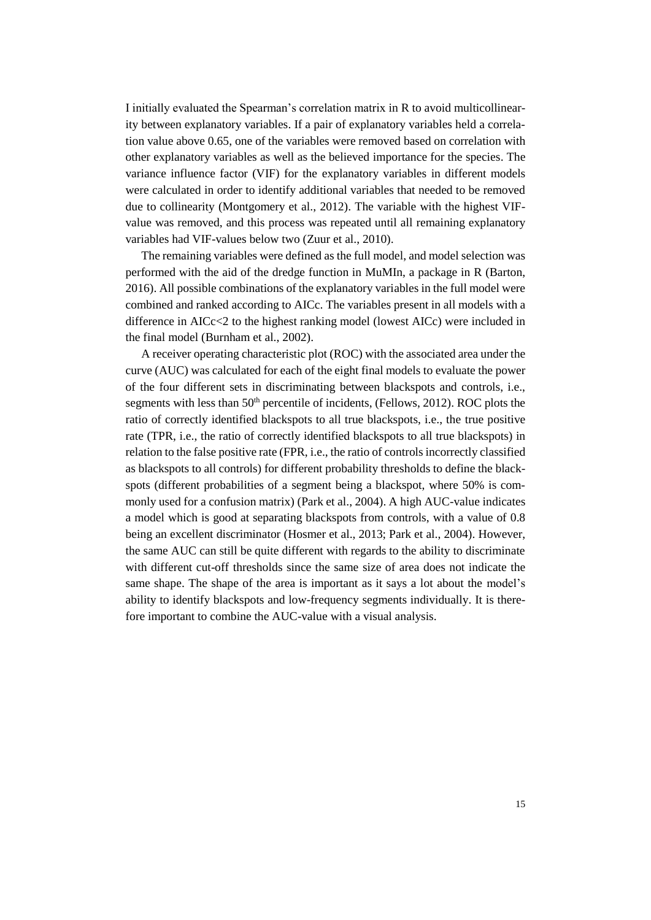I initially evaluated the Spearman's correlation matrix in R to avoid multicollinearity between explanatory variables. If a pair of explanatory variables held a correlation value above 0.65, one of the variables were removed based on correlation with other explanatory variables as well as the believed importance for the species. The variance influence factor (VIF) for the explanatory variables in different models were calculated in order to identify additional variables that needed to be removed due to collinearity (Montgomery et al., 2012). The variable with the highest VIF-value was removed, and this process was repeated until all remaining explanatory variables had VIF-values below two (Zuur et al., 2010).

The remaining variables were defined as the full model, and model selection was performed with the aid of the dredge function in MuMIn, a package in R (Barton, 2016). All possible combinations of the explanatory variables in the full model were combined and ranked according to AICc. The variables present in all models with a difference in AICc<2 to the highest ranking model (lowest AICc) were included in the final model (Burnham et al., 2002).

A receiver operating characteristic plot (ROC) with the associated area under the curve (AUC) was calculated for each of the eight final models to evaluate the power of the four different sets in discriminating between blackspots and controls, i.e., segments with less than $50^{th}$ percentile of incidents, (Fellows, 2012). ROC plots the ratio of correctly identified blackspots to all true blackspots, i.e., the true positive rate (TPR, i.e., the ratio of correctly identified blackspots to all true blackspots) in relation to the false positive rate (FPR, i.e., the ratio of controls incorrectly classified as blackspots to all controls) for different probability thresholds to define the blackspots (different probabilities of a segment being a blackspot, where 50% is commonly used for a confusion matrix) (Park et al., 2004). A high AUC-value indicates a model which is good at separating blackspots from controls, with a value of 0.8 being an excellent discriminator (Hosmer et al., 2013; Park et al., 2004). However, the same AUC can still be quite different with regards to the ability to discriminate with different cut-off thresholds since the same size of area does not indicate the same shape. The shape of the area is important as it says a lot about the model's ability to identify blackspots and low-frequency segments individually. It is therefore important to combine the AUC-value with a visual analysis.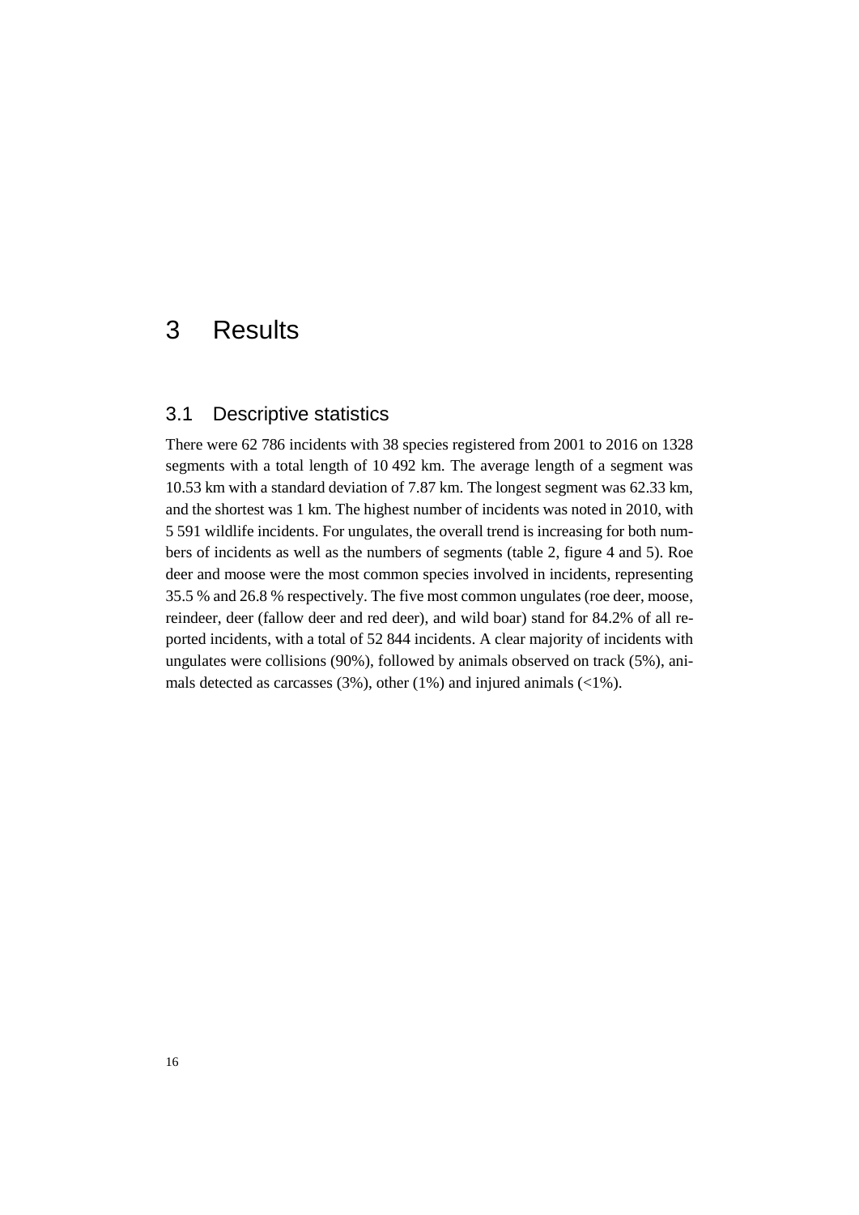# 3 Results

## 3.1 Descriptive statistics

There were 62 786 incidents with 38 species registered from 2001 to 2016 on 1328 segments with a total length of 10 492 km. The average length of a segment was 10.53 km with a standard deviation of 7.87 km. The longest segment was 62.33 km, and the shortest was 1 km. The highest number of incidents was noted in 2010, with 5 591 wildlife incidents. For ungulates, the overall trend is increasing for both numbers of incidents as well as the numbers of segments (table 2, figure 4 and 5). Roe deer and moose were the most common species involved in incidents, representing 35.5 % and 26.8 % respectively. The five most common ungulates (roe deer, moose, reindeer, deer (fallow deer and red deer), and wild boar) stand for 84.2% of all reported incidents, with a total of 52 844 incidents. A clear majority of incidents with ungulates were collisions (90%), followed by animals observed on track (5%), animals detected as carcasses (3%), other (1%) and injured animals (<1%).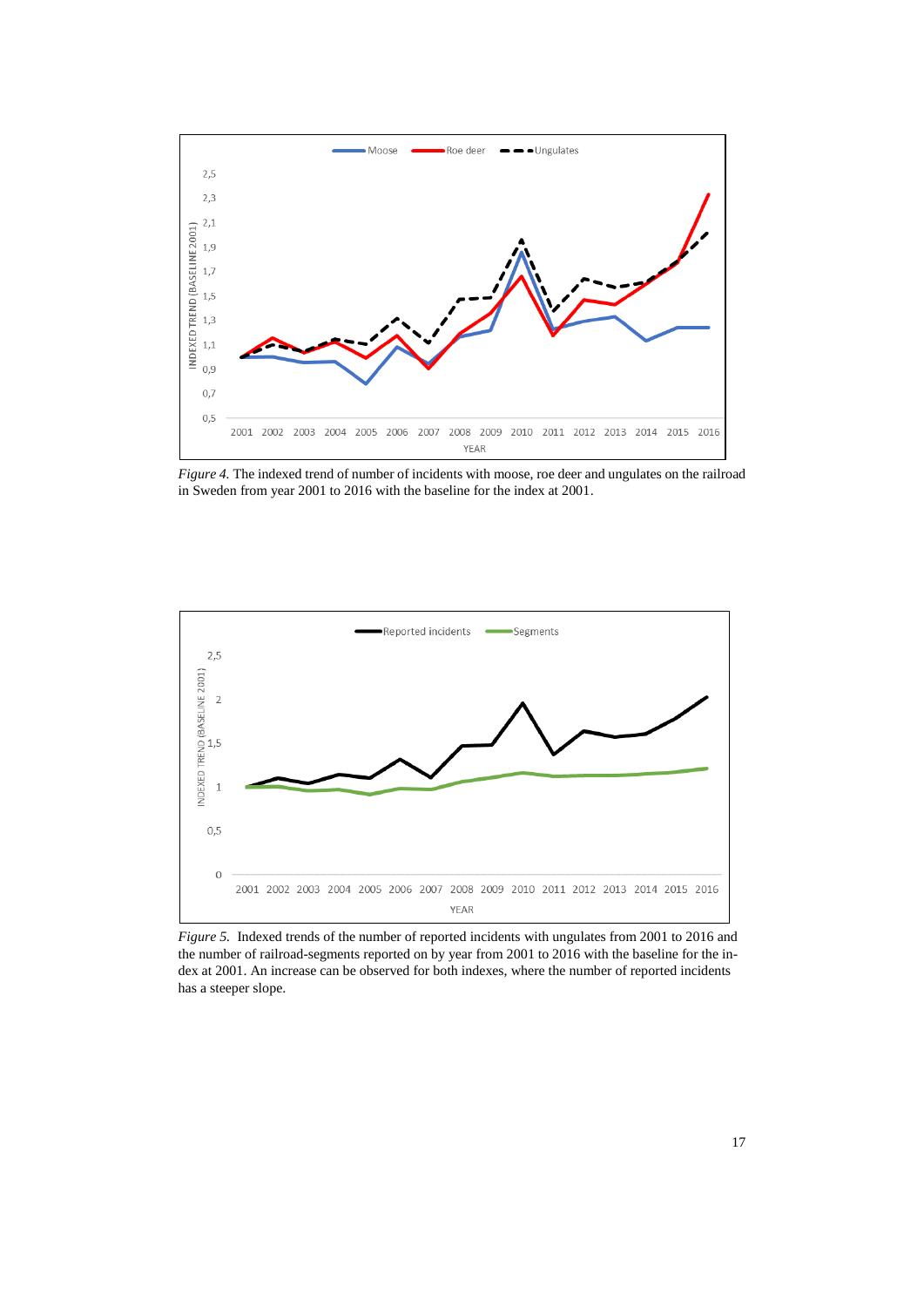*Figure 4.* The indexed trend of number of incidents with moose, roe deer and ungulates on the railroad in Sweden from year 2001 to 2016 with the baseline for the index at 2001.

*Figure 5.* Indexed trends of the number of reported incidents with ungulates from 2001 to 2016 and the number of railroad-segments reported on by year from 2001 to 2016 with the baseline for the index at 2001. An increase can be observed for both indexes, where the number of reported incidents has a steeper slope.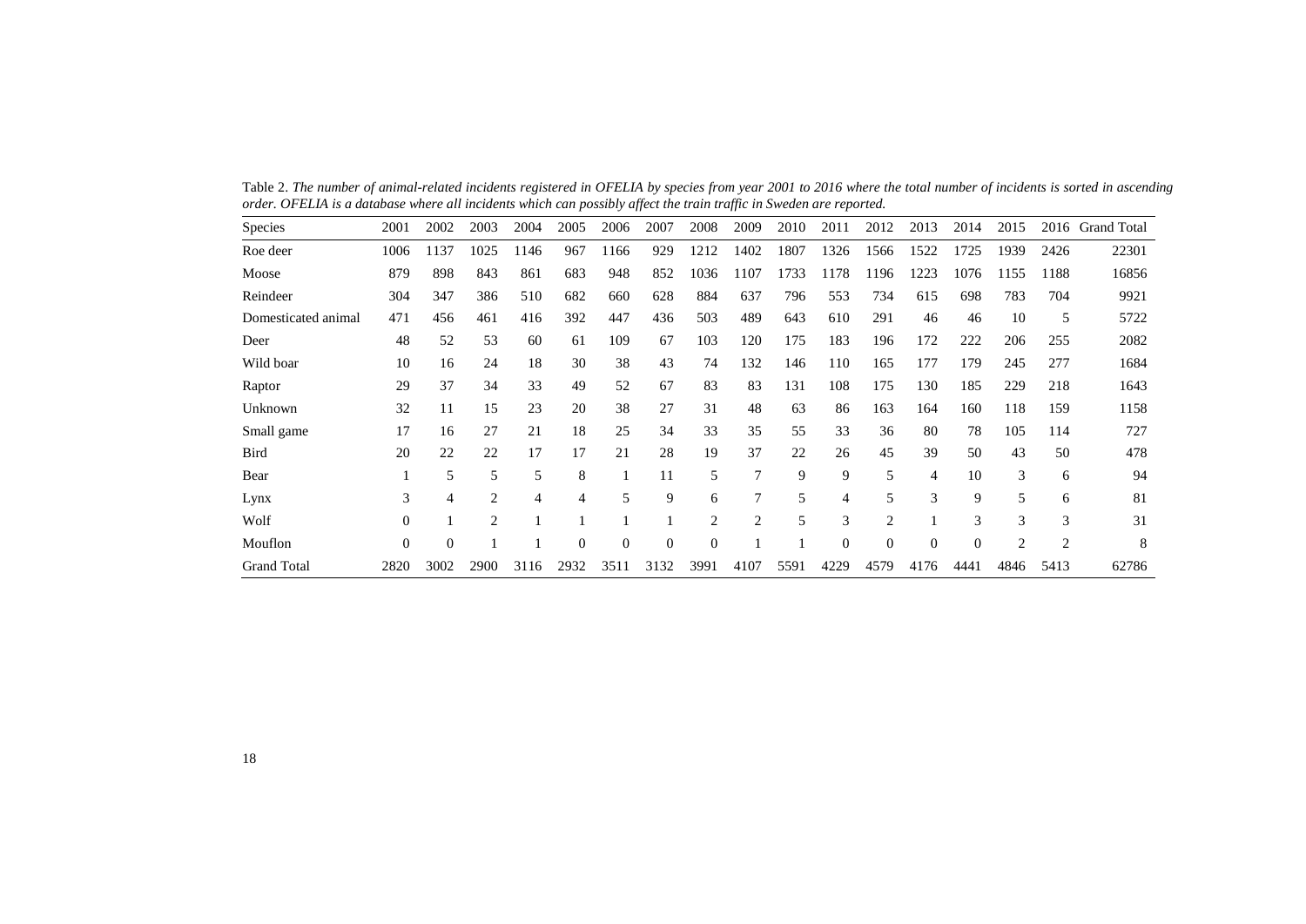Table 2. *The number of animal-related incidents registered in OFELIA by species from year 2001 to 2016 where the total number of incidents is sorted in ascending order. OFELIA is a database where all incidents which can possibly affect the train traffic in Sweden are reported.*

| Species | 2001 | 2002 | 2003 | 2004 | 2005 | 2006 | 2007 | 2008 | 2009 | 2010 | 2011 | 2012 | 2013 | 2014 | 2015 | 2016 | Grand Total |
|---|---|---|---|---|---|---|---|---|---|---|---|---|---|---|---|---|---|
| Roe deer | 1006 | 1137 | 1025 | 1146 | 967 | 1166 | 929 | 1212 | 1402 | 1807 | 1326 | 1566 | 1522 | 1725 | 1939 | 2426 | 22301 |
| Moose | 879 | 898 | 843 | 861 | 683 | 948 | 852 | 1036 | 1107 | 1733 | 1178 | 1196 | 1223 | 1076 | 1155 | 1188 | 16856 |
| Reindeer | 304 | 347 | 386 | 510 | 682 | 660 | 628 | 884 | 637 | 796 | 553 | 734 | 615 | 698 | 783 | 704 | 9921 |
| Domesticated animal | 471 | 456 | 461 | 416 | 392 | 447 | 436 | 503 | 489 | 643 | 610 | 291 | 46 | 46 | 10 | 5 | 5722 |
| Deer | 48 | 52 | 53 | 60 | 61 | 109 | 67 | 103 | 120 | 175 | 183 | 196 | 172 | 222 | 206 | 255 | 2082 |
| Wild boar | 10 | 16 | 24 | 18 | 30 | 38 | 43 | 74 | 132 | 146 | 110 | 165 | 177 | 179 | 245 | 277 | 1684 |
| Raptor | 29 | 37 | 34 | 33 | 49 | 52 | 67 | 83 | 83 | 131 | 108 | 175 | 130 | 185 | 229 | 218 | 1643 |
| Unknown | 32 | 11 | 15 | 23 | 20 | 38 | 27 | 31 | 48 | 63 | 86 | 163 | 164 | 160 | 118 | 159 | 1158 |
| Small game | 17 | 16 | 27 | 21 | 18 | 25 | 34 | 33 | 35 | 55 | 33 | 36 | 80 | 78 | 105 | 114 | 727 |
| Bird | 20 | 22 | 22 | 17 | 17 | 21 | 28 | 19 | 37 | 22 | 26 | 45 | 39 | 50 | 43 | 50 | 478 |
| Bear | 1 | 5 | 5 | 5 | 8 | 1 | 11 | 5 | 7 | 9 | 9 | 5 | 4 | 10 | 3 | 6 | 94 |
| Lynx | 3 | 4 | 2 | 4 | 4 | 5 | 9 | 6 | 7 | 5 | 4 | 5 | 3 | 9 | 5 | 6 | 81 |
| Wolf | 0 | 1 | 2 | 1 | 1 | 1 | 1 | 2 | 2 | 5 | 3 | 2 | 1 | 3 | 3 | 3 | 31 |
| Mouflon | 0 | 0 | 1 | 1 | 0 | 0 | 0 | 0 | 1 | 1 | 0 | 0 | 0 | 0 | 2 | 2 | 8 |
| Grand Total | 2820 | 3002 | 2900 | 3116 | 2932 | 3511 | 3132 | 3991 | 4107 | 5591 | 4229 | 4579 | 4176 | 4441 | 4846 | 5413 | 62786 |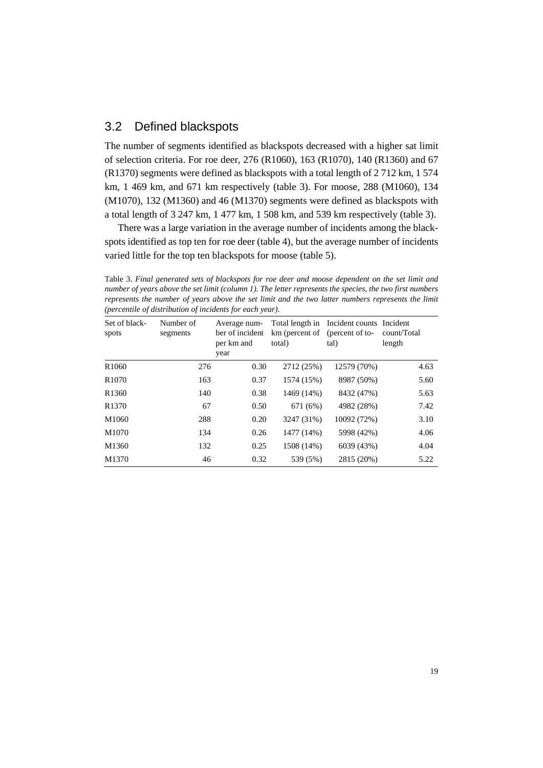## 3.2 Defined blackspots

The number of segments identified as blackspots decreased with a higher sat limit of selection criteria. For roe deer, 276 (R1060), 163 (R1070), 140 (R1360) and 67 (R1370) segments were defined as blackspots with a total length of 2 712 km, 1 574 km, 1 469 km, and 671 km respectively (table 3). For moose, 288 (M1060), 134 (M1070), 132 (M1360) and 46 (M1370) segments were defined as blackspots with a total length of 3 247 km, 1 477 km, 1 508 km, and 539 km respectively (table 3).

There was a large variation in the average number of incidents among the blackspots identified as top ten for roe deer (table 4), but the average number of incidents varied little for the top ten blackspots for moose (table 5).

Table 3. *Final generated sets of blackspots for roe deer and moose dependent on the set limit and number of years above the set limit (column 1). The letter represents the species, the two first numbers represents the number of years above the set limit and the two latter numbers represents the limit (percentile of distribution of incidents for each year).*

| Set of blackspots | Number of segments | Average number of incident per km and year | Total length in km (percent of total) | Incident counts (percent of total) | Incident count/Total length |
|---|---|---|---|---|---|
| R1060 | 276 | 0.30 | 2712 (25%) | 12579 (70%) | 4.63 |
| R1070 | 163 | 0.37 | 1574 (15%) | 8987 (50%) | 5.60 |
| R1360 | 140 | 0.38 | 1469 (14%) | 8432 (47%) | 5.63 |
| R1370 | 67 | 0.50 | 671 (6%) | 4982 (28%) | 7.42 |
| M1060 | 288 | 0.20 | 3247 (31%) | 10092 (72%) | 3.10 |
| M1070 | 134 | 0.26 | 1477 (14%) | 5998 (42%) | 4.06 |
| M1360 | 132 | 0.25 | 1508 (14%) | 6039 (43%) | 4.04 |
| M1370 | 46 | 0.32 | 539 (5%) | 2815 (20%) | 5.22 |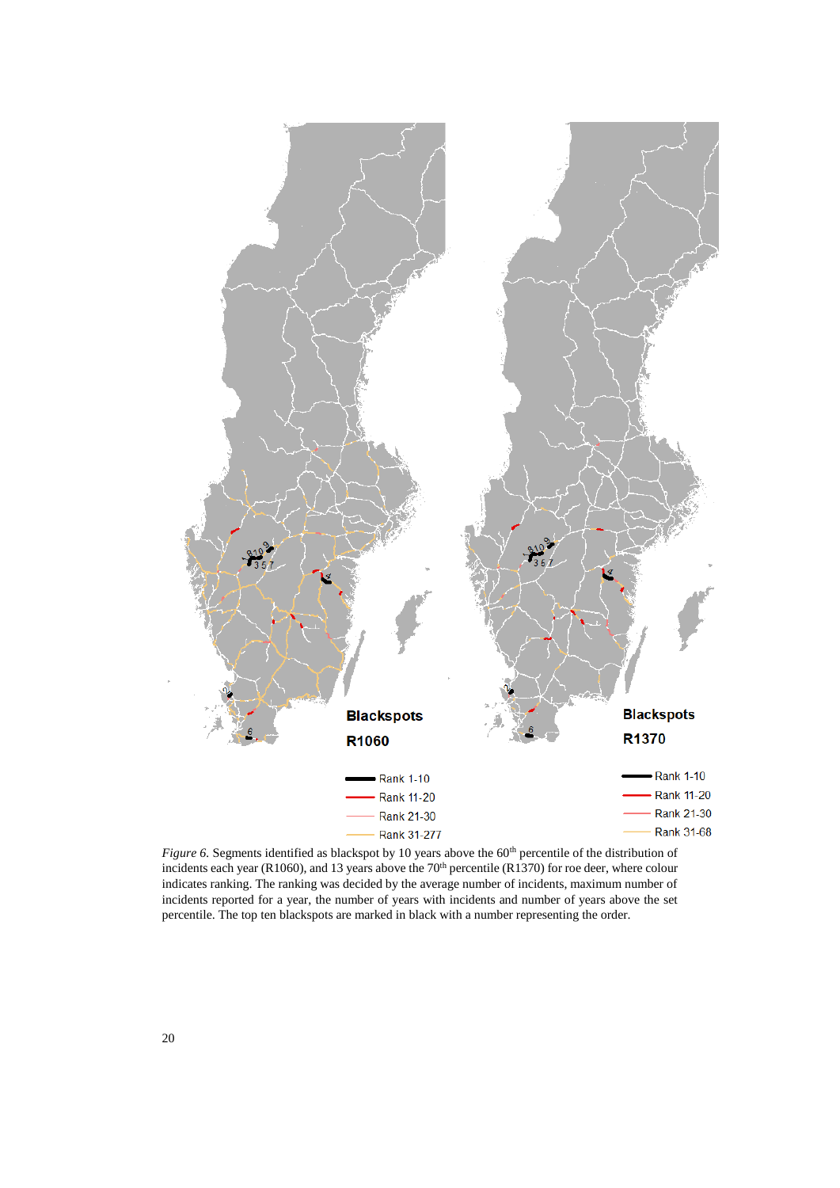Blackspots R1060

Rank 1-10
Rank 11-20
Rank 21-30
Rank 31-277

Blackspots R1370

Rank 1-10
Rank 11-20
Rank 21-30
Rank 31-68

*Figure 6.* Segments identified as blackspot by 10 years above the 60th percentile of the distribution of incidents each year (R1060), and 13 years above the 70th percentile (R1370) for roe deer, where colour indicates ranking. The ranking was decided by the average number of incidents, maximum number of incidents reported for a year, the number of years with incidents and number of years above the set percentile. The top ten blackspots are marked in black with a number representing the order.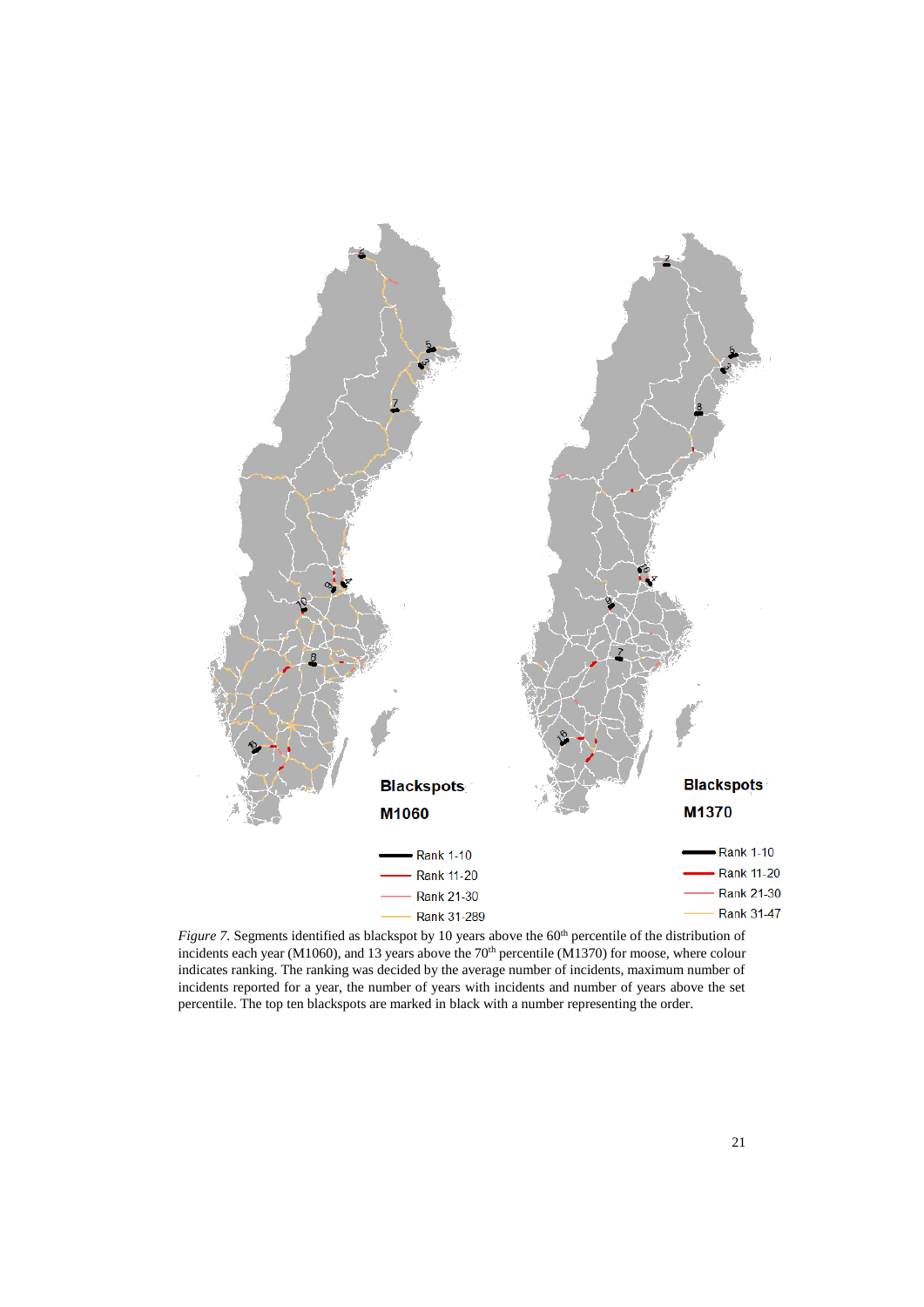Blackspots M1060

Rank 1-10
Rank 11-20
Rank 21-30
Rank 31-289

Blackspots M1370

Rank 1-10
Rank 11-20
Rank 21-30
Rank 31-47

*Figure 7.* Segments identified as blackspot by 10 years above the 60[th] percentile of the distribution of incidents each year (M1060), and 13 years above the 70[th] percentile (M1370) for moose, where colour indicates ranking. The ranking was decided by the average number of incidents, maximum number of incidents reported for a year, the number of years with incidents and number of years above the set percentile. The top ten blackspots are marked in black with a number representing the order.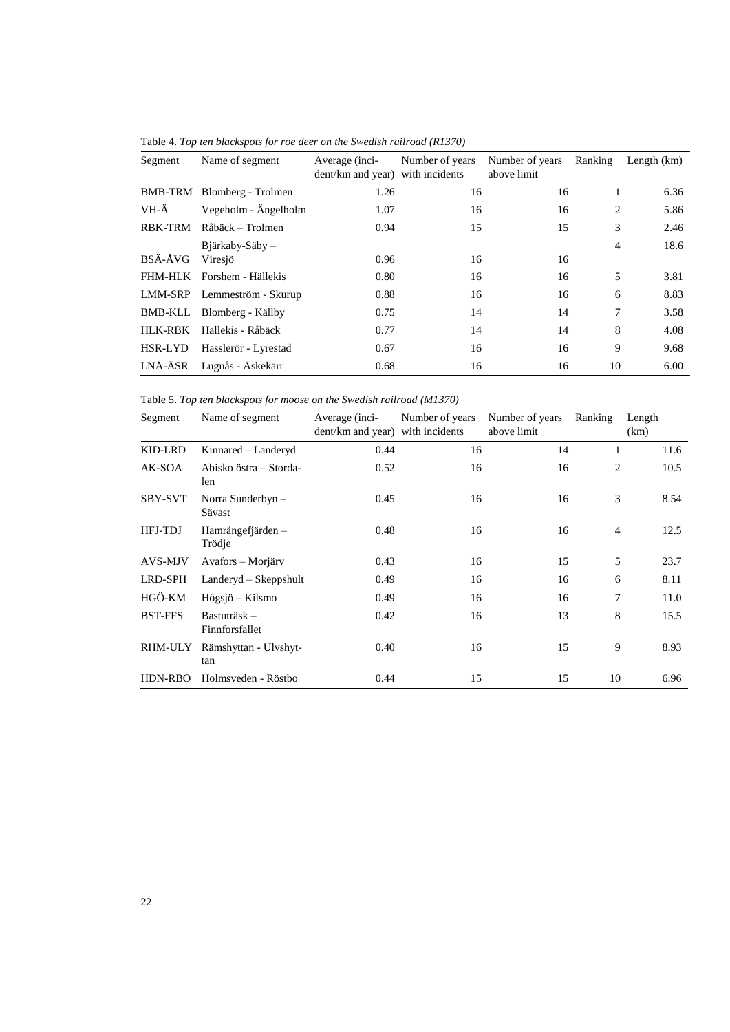Table 4. *Top ten blackspots for roe deer on the Swedish railroad (R1370)*

| Segment | Name of segment | Average (incident/km and year) | Number of years with incidents | Number of years above limit | Ranking | Length (km) |
|---|---|---|---|---|---|---|
| BMB-TRM | Blomberg - Trolmen | 1.26 | 16 | 16 | 1 | 6.36 |
| VH-Ä | Vegeholm - Ängelholm | 1.07 | 16 | 16 | 2 | 5.86 |
| RBK-TRM | Råbäck – Trolmen | 0.94 | 15 | 15 | 3 | 2.46 |
| BSÄ-ÅVG | Bjärkaby-Säby – Viresjö | 0.96 | 16 | 16 | 4 | 18.6 |
| FHM-HLK | Forshem - Hällekis | 0.80 | 16 | 16 | 5 | 3.81 |
| LMM-SRP | Lemmeström - Skurup | 0.88 | 16 | 16 | 6 | 8.83 |
| BMB-KLL | Blomberg - Källby | 0.75 | 14 | 14 | 7 | 3.58 |
| HLK-RBK | Hällekis - Råbäck | 0.77 | 14 | 14 | 8 | 4.08 |
| HSR-LYD | Hasslerör - Lyrestad | 0.67 | 16 | 16 | 9 | 9.68 |
| LNÅ-ÄSR | Lugnås - Äskekärr | 0.68 | 16 | 16 | 10 | 6.00 |

Table 5. *Top ten blackspots for moose on the Swedish railroad (M1370)*

| Segment | Name of segment | Average (incident/km and year) | Number of years with incidents | Number of years above limit | Ranking | Length (km) |
|---|---|---|---|---|---|---|
| KID-LRD | Kinnared – Landeryd | 0.44 | 16 | 14 | 1 | 11.6 |
| AK-SOA | Abisko östra – Stordalen | 0.52 | 16 | 16 | 2 | 10.5 |
| SBY-SVT | Norra Sunderbyn – Sävast | 0.45 | 16 | 16 | 3 | 8.54 |
| HFJ-TDJ | Hamrångefjärden – Trödje | 0.48 | 16 | 16 | 4 | 12.5 |
| AVS-MJV | Avafors – Morjärv | 0.43 | 16 | 15 | 5 | 23.7 |
| LRD-SPH | Landeryd – Skeppshult | 0.49 | 16 | 16 | 6 | 8.11 |
| HGÖ-KM | Högsjö – Kilsmo | 0.49 | 16 | 16 | 7 | 11.0 |
| BST-FFS | Bastuträsk – Finnforsfallet | 0.42 | 16 | 13 | 8 | 15.5 |
| RHM-ULY | Rämshyttan - Ulvshyttan | 0.40 | 16 | 15 | 9 | 8.93 |
| HDN-RBO | Holmsveden - Röstbo | 0.44 | 15 | 15 | 10 | 6.96 |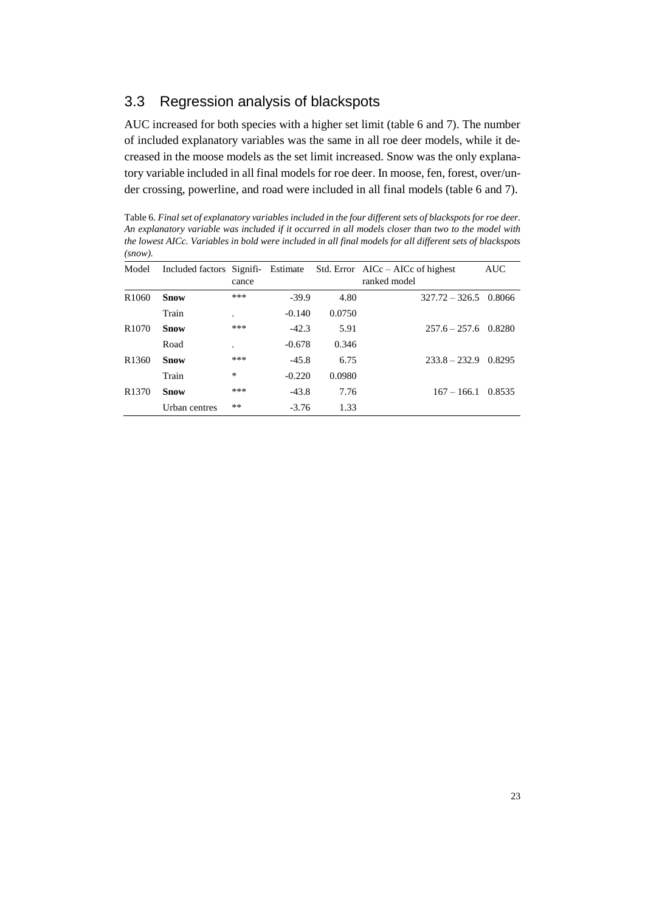## 3.3 Regression analysis of blackspots

AUC increased for both species with a higher set limit (table 6 and 7). The number of included explanatory variables was the same in all roe deer models, while it decreased in the moose models as the set limit increased. Snow was the only explanatory variable included in all final models for roe deer. In moose, fen, forest, over/under crossing, powerline, and road were included in all final models (table 6 and 7).

Table 6. *Final set of explanatory variables included in the four different sets of blackspots for roe deer. An explanatory variable was included if it occurred in all models closer than two to the model with the lowest AICc. Variables in bold were included in all final models for all different sets of blackspots (snow).*

| Model | Included factors | Significance | Estimate | Std. Error | AICc – AICc of highest ranked model | AUC |
|---|---|---|---|---|---|---|
| R1060 | **Snow** | *** | -39.9 | 4.80 | 327.72 – 326.5 | 0.8066 |
| | Train | . | -0.140 | 0.0750 | | |
| R1070 | **Snow** | *** | -42.3 | 5.91 | 257.6 – 257.6 | 0.8280 |
| | Road | . | -0.678 | 0.346 | | |
| R1360 | **Snow** | *** | -45.8 | 6.75 | 233.8 – 232.9 | 0.8295 |
| | Train | * | -0.220 | 0.0980 | | |
| R1370 | **Snow** | *** | -43.8 | 7.76 | 167 – 166.1 | 0.8535 |
| | Urban centres | ** | -3.76 | 1.33 | | |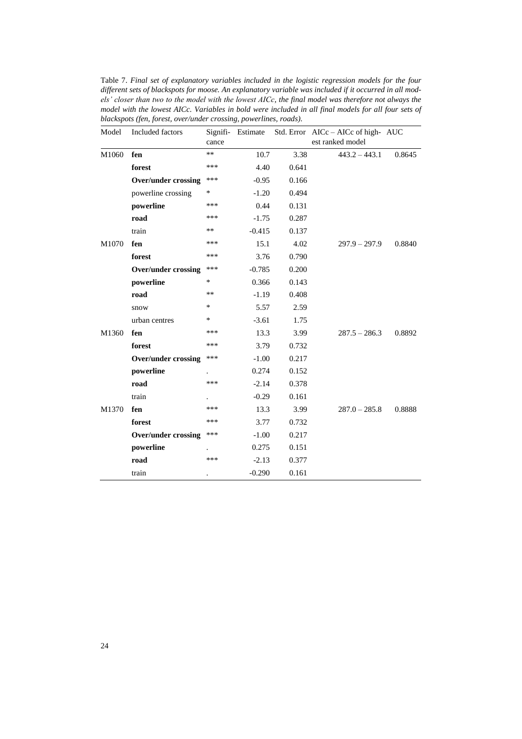Table 7. *Final set of explanatory variables included in the logistic regression models for the four different sets of blackspots for moose. An explanatory variable was included if it occurred in all models' closer than two to the model with the lowest AICc, the final model was therefore not always the model with the lowest AICc. Variables in bold were included in all final models for all four sets of blackspots (fen, forest, over/under crossing, powerlines, roads).*

| Model | Included factors | Significance | Estimate | Std. Error | AICc – AICc of highest ranked model | AUC |
|---|---|---|---|---|---|---|
| M1060 | **fen** | ** | 10.7 | 3.38 | 443.2 – 443.1 | 0.8645 |
| | **forest** | *** | 4.40 | 0.641 | | |
| | **Over/under crossing** | *** | -0.95 | 0.166 | | |
| | powerline crossing | * | -1.20 | 0.494 | | |
| | **powerline** | *** | 0.44 | 0.131 | | |
| | **road** | *** | -1.75 | 0.287 | | |
| | train | ** | -0.415 | 0.137 | | |
| M1070 | **fen** | *** | 15.1 | 4.02 | 297.9 – 297.9 | 0.8840 |
| | **forest** | *** | 3.76 | 0.790 | | |
| | **Over/under crossing** | *** | -0.785 | 0.200 | | |
| | **powerline** | * | 0.366 | 0.143 | | |
| | **road** | ** | -1.19 | 0.408 | | |
| | snow | * | 5.57 | 2.59 | | |
| | urban centres | * | -3.61 | 1.75 | | |
| M1360 | **fen** | *** | 13.3 | 3.99 | 287.5 – 286.3 | 0.8892 |
| | **forest** | *** | 3.79 | 0.732 | | |
| | **Over/under crossing** | *** | -1.00 | 0.217 | | |
| | **powerline** | . | 0.274 | 0.152 | | |
| | **road** | *** | -2.14 | 0.378 | | |
| | train | . | -0.29 | 0.161 | | |
| M1370 | **fen** | *** | 13.3 | 3.99 | 287.0 – 285.8 | 0.8888 |
| | **forest** | *** | 3.77 | 0.732 | | |
| | **Over/under crossing** | *** | -1.00 | 0.217 | | |
| | **powerline** | . | 0.275 | 0.151 | | |
| | **road** | *** | -2.13 | 0.377 | | |
| | train | . | -0.290 | 0.161 | | |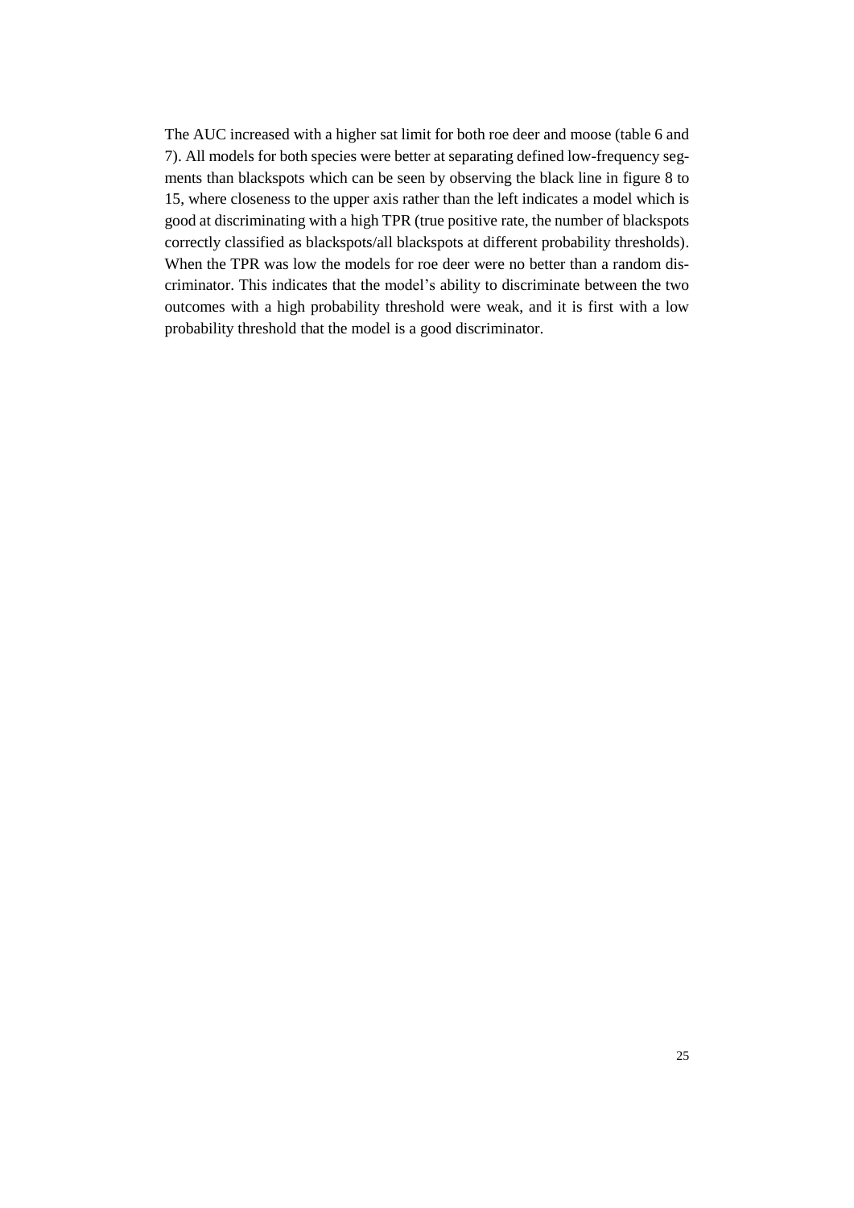The AUC increased with a higher sat limit for both roe deer and moose (table 6 and 7). All models for both species were better at separating defined low-frequency segments than blackspots which can be seen by observing the black line in figure 8 to 15, where closeness to the upper axis rather than the left indicates a model which is good at discriminating with a high TPR (true positive rate, the number of blackspots correctly classified as blackspots/all blackspots at different probability thresholds). When the TPR was low the models for roe deer were no better than a random discriminator. This indicates that the model's ability to discriminate between the two outcomes with a high probability threshold were weak, and it is first with a low probability threshold that the model is a good discriminator.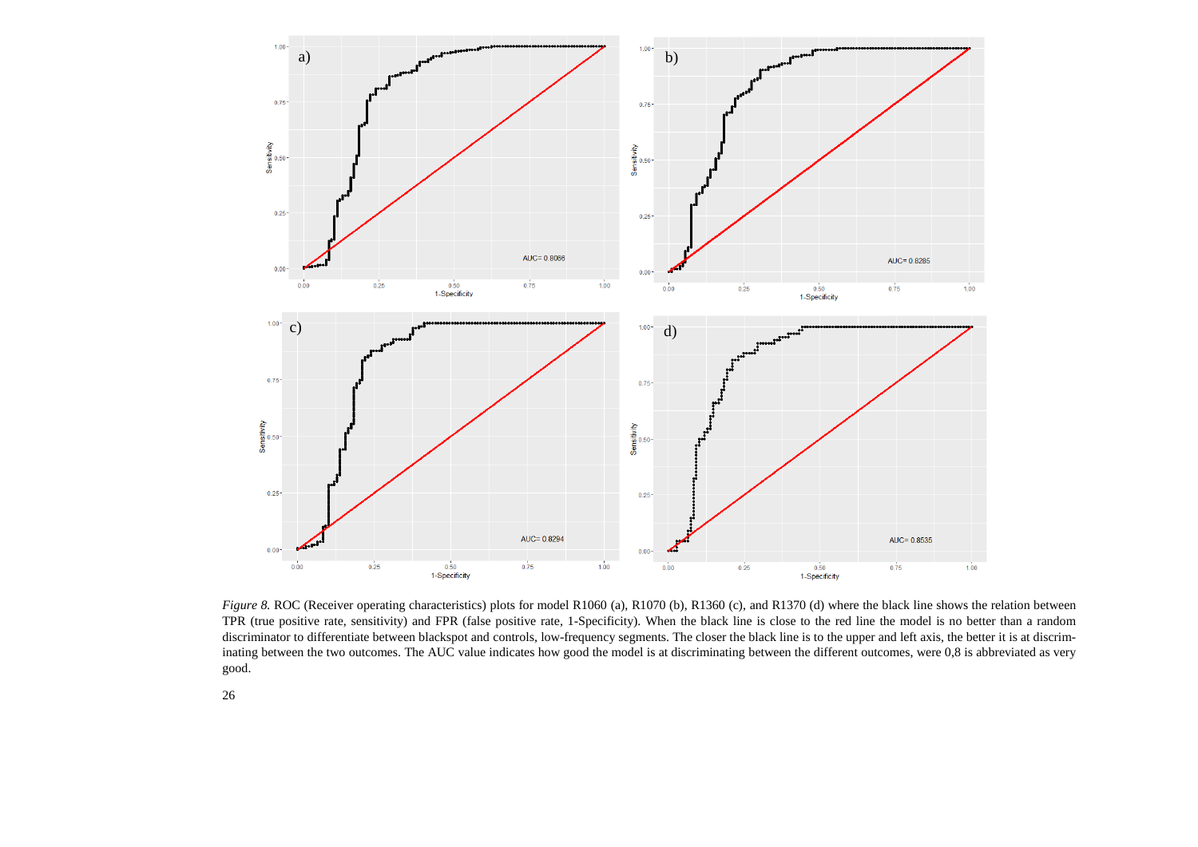*Figure 8.* ROC (Receiver operating characteristics) plots for model R1060 (a), R1070 (b), R1360 (c), and R1370 (d) where the black line shows the relation between TPR (true positive rate, sensitivity) and FPR (false positive rate, 1-Specificity). When the black line is close to the red line the model is no better than a random discriminator to differentiate between blackspot and controls, low-frequency segments. The closer the black line is to the upper and left axis, the better it is at discriminating between the two outcomes. The AUC value indicates how good the model is at discriminating between the different outcomes, were 0,8 is abbreviated as very good.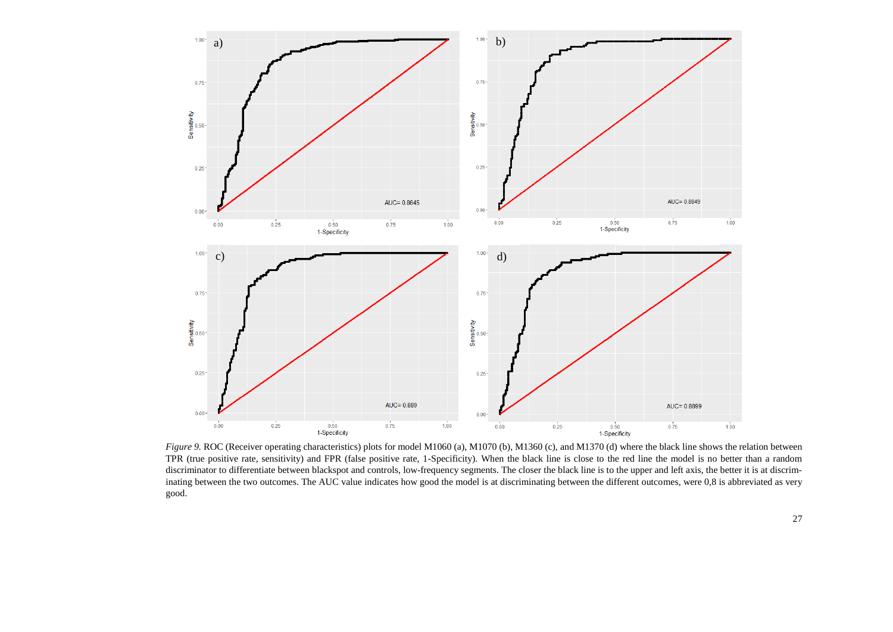*Figure 9.* ROC (Receiver operating characteristics) plots for model M1060 (a), M1070 (b), M1360 (c), and M1370 (d) where the black line shows the relation between TPR (true positive rate, sensitivity) and FPR (false positive rate, 1-Specificity). When the black line is close to the red line the model is no better than a random discriminator to differentiate between blackspot and controls, low-frequency segments. The closer the black line is to the upper and left axis, the better it is at discriminating between the two outcomes. The AUC value indicates how good the model is at discriminating between the different outcomes, were 0,8 is abbreviated as very good.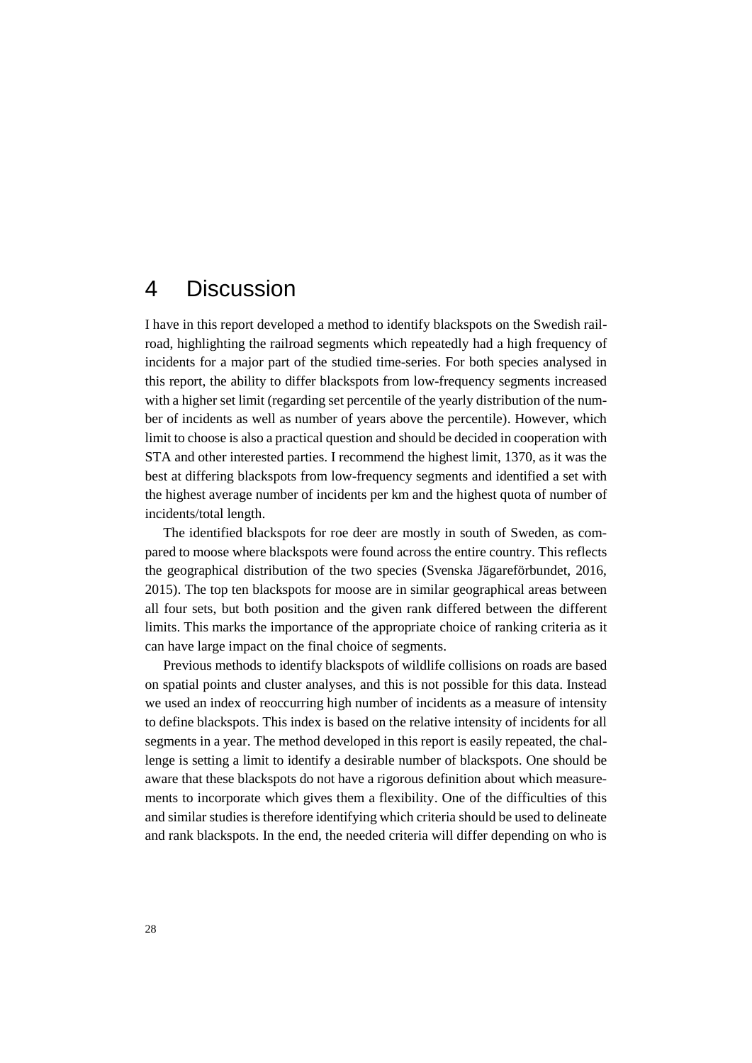# 4 Discussion

I have in this report developed a method to identify blackspots on the Swedish railroad, highlighting the railroad segments which repeatedly had a high frequency of incidents for a major part of the studied time-series. For both species analysed in this report, the ability to differ blackspots from low-frequency segments increased with a higher set limit (regarding set percentile of the yearly distribution of the number of incidents as well as number of years above the percentile). However, which limit to choose is also a practical question and should be decided in cooperation with STA and other interested parties. I recommend the highest limit, 1370, as it was the best at differing blackspots from low-frequency segments and identified a set with the highest average number of incidents per km and the highest quota of number of incidents/total length.

The identified blackspots for roe deer are mostly in south of Sweden, as compared to moose where blackspots were found across the entire country. This reflects the geographical distribution of the two species (Svenska Jägareförbundet, 2016, 2015). The top ten blackspots for moose are in similar geographical areas between all four sets, but both position and the given rank differed between the different limits. This marks the importance of the appropriate choice of ranking criteria as it can have large impact on the final choice of segments.

Previous methods to identify blackspots of wildlife collisions on roads are based on spatial points and cluster analyses, and this is not possible for this data. Instead we used an index of reoccurring high number of incidents as a measure of intensity to define blackspots. This index is based on the relative intensity of incidents for all segments in a year. The method developed in this report is easily repeated, the challenge is setting a limit to identify a desirable number of blackspots. One should be aware that these blackspots do not have a rigorous definition about which measurements to incorporate which gives them a flexibility. One of the difficulties of this and similar studies is therefore identifying which criteria should be used to delineate and rank blackspots. In the end, the needed criteria will differ depending on who is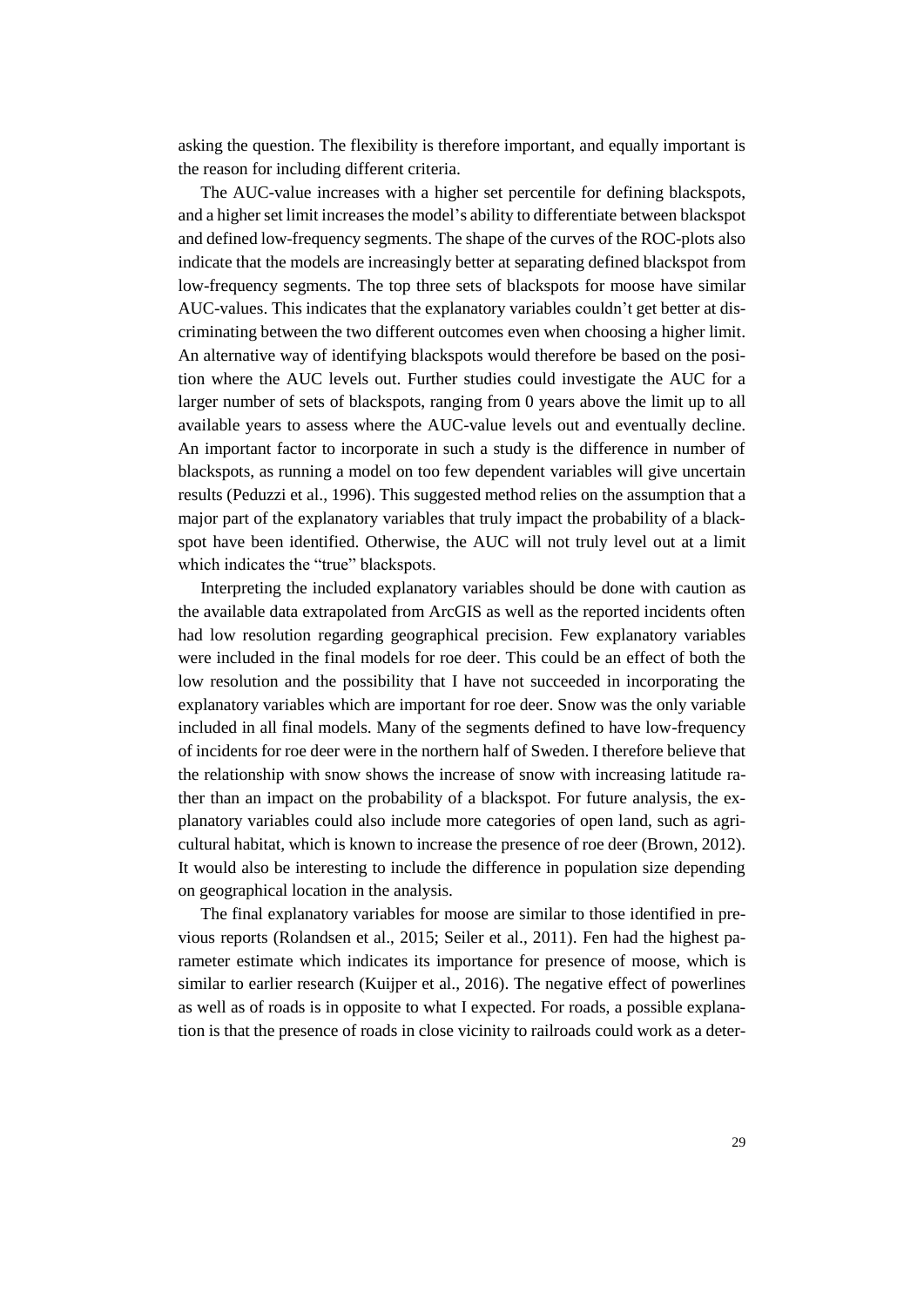asking the question. The flexibility is therefore important, and equally important is the reason for including different criteria.

The AUC-value increases with a higher set percentile for defining blackspots, and a higher set limit increases the model's ability to differentiate between blackspot and defined low-frequency segments. The shape of the curves of the ROC-plots also indicate that the models are increasingly better at separating defined blackspot from low-frequency segments. The top three sets of blackspots for moose have similar AUC-values. This indicates that the explanatory variables couldn't get better at discriminating between the two different outcomes even when choosing a higher limit. An alternative way of identifying blackspots would therefore be based on the position where the AUC levels out. Further studies could investigate the AUC for a larger number of sets of blackspots, ranging from 0 years above the limit up to all available years to assess where the AUC-value levels out and eventually decline. An important factor to incorporate in such a study is the difference in number of blackspots, as running a model on too few dependent variables will give uncertain results (Peduzzi et al., 1996). This suggested method relies on the assumption that a major part of the explanatory variables that truly impact the probability of a blackspot have been identified. Otherwise, the AUC will not truly level out at a limit which indicates the "true" blackspots.

Interpreting the included explanatory variables should be done with caution as the available data extrapolated from ArcGIS as well as the reported incidents often had low resolution regarding geographical precision. Few explanatory variables were included in the final models for roe deer. This could be an effect of both the low resolution and the possibility that I have not succeeded in incorporating the explanatory variables which are important for roe deer. Snow was the only variable included in all final models. Many of the segments defined to have low-frequency of incidents for roe deer were in the northern half of Sweden. I therefore believe that the relationship with snow shows the increase of snow with increasing latitude rather than an impact on the probability of a blackspot. For future analysis, the explanatory variables could also include more categories of open land, such as agricultural habitat, which is known to increase the presence of roe deer (Brown, 2012). It would also be interesting to include the difference in population size depending on geographical location in the analysis.

The final explanatory variables for moose are similar to those identified in previous reports (Rolandsen et al., 2015; Seiler et al., 2011). Fen had the highest parameter estimate which indicates its importance for presence of moose, which is similar to earlier research (Kuijper et al., 2016). The negative effect of powerlines as well as of roads is in opposite to what I expected. For roads, a possible explanation is that the presence of roads in close vicinity to railroads could work as a deter-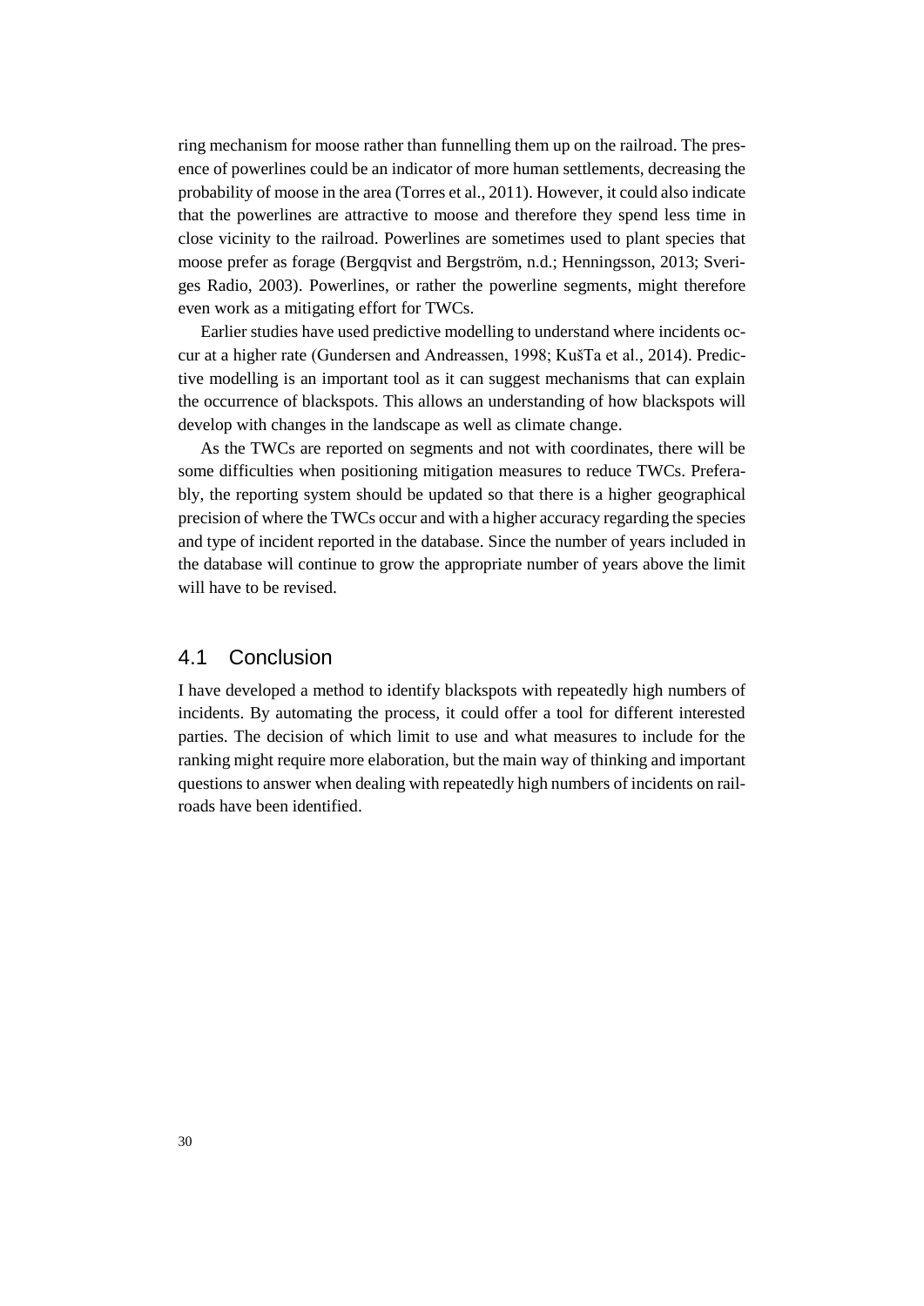ring mechanism for moose rather than funnelling them up on the railroad. The presence of powerlines could be an indicator of more human settlements, decreasing the probability of moose in the area (Torres et al., 2011). However, it could also indicate that the powerlines are attractive to moose and therefore they spend less time in close vicinity to the railroad. Powerlines are sometimes used to plant species that moose prefer as forage (Bergqvist and Bergström, n.d.; Henningsson, 2013; Sveriges Radio, 2003). Powerlines, or rather the powerline segments, might therefore even work as a mitigating effort for TWCs.

Earlier studies have used predictive modelling to understand where incidents occur at a higher rate (Gundersen and Andreassen, 1998; KušTa et al., 2014). Predictive modelling is an important tool as it can suggest mechanisms that can explain the occurrence of blackspots. This allows an understanding of how blackspots will develop with changes in the landscape as well as climate change.

As the TWCs are reported on segments and not with coordinates, there will be some difficulties when positioning mitigation measures to reduce TWCs. Preferably, the reporting system should be updated so that there is a higher geographical precision of where the TWCs occur and with a higher accuracy regarding the species and type of incident reported in the database. Since the number of years included in the database will continue to grow the appropriate number of years above the limit will have to be revised.

## 4.1 Conclusion

I have developed a method to identify blackspots with repeatedly high numbers of incidents. By automating the process, it could offer a tool for different interested parties. The decision of which limit to use and what measures to include for the ranking might require more elaboration, but the main way of thinking and important questions to answer when dealing with repeatedly high numbers of incidents on railroads have been identified.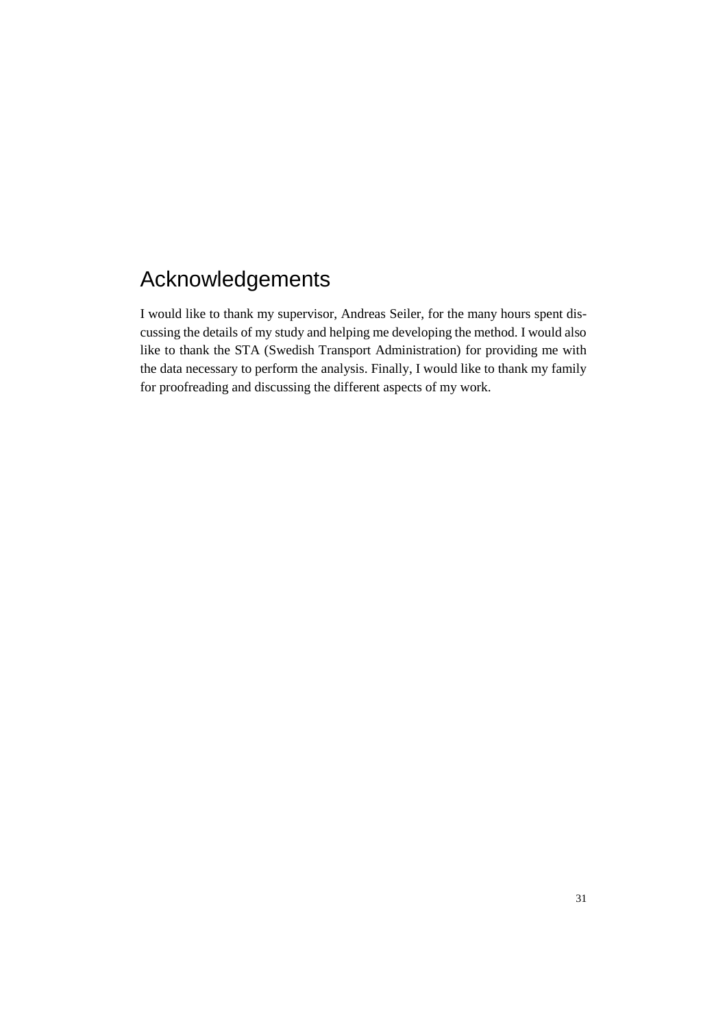# Acknowledgements

I would like to thank my supervisor, Andreas Seiler, for the many hours spent discussing the details of my study and helping me developing the method. I would also like to thank the STA (Swedish Transport Administration) for providing me with the data necessary to perform the analysis. Finally, I would like to thank my family for proofreading and discussing the different aspects of my work.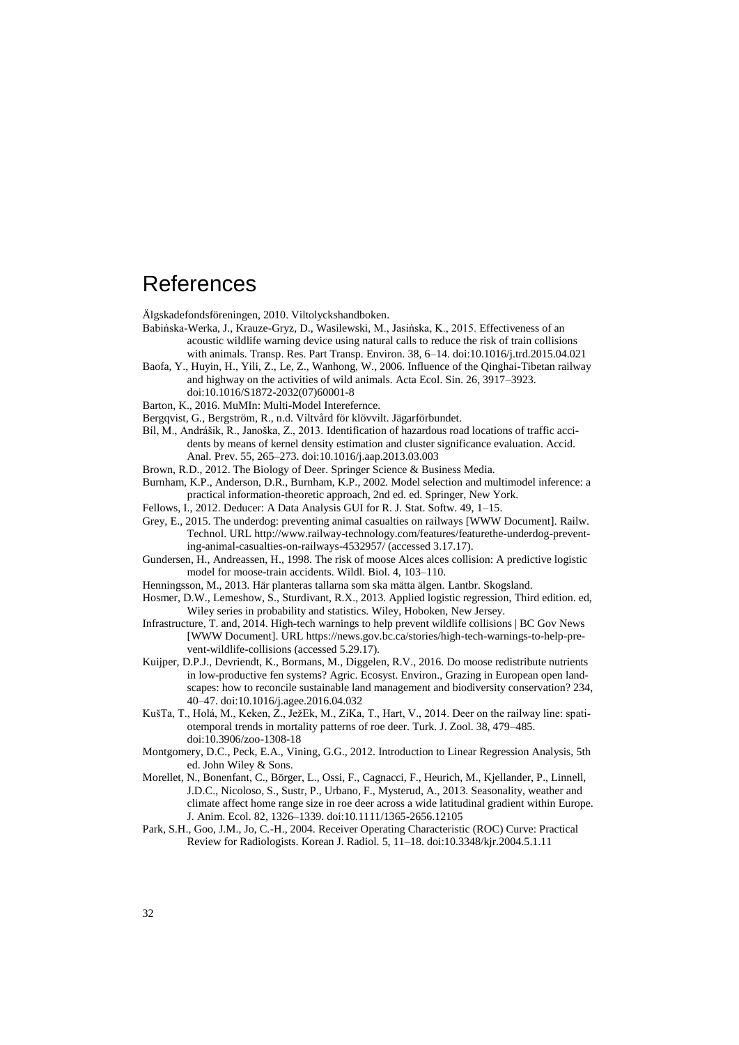# References

Älgskadefondsföreningen, 2010. Viltolyckshandboken.

Babińska-Werka, J., Krauze-Gryz, D., Wasilewski, M., Jasińska, K., 2015. Effectiveness of an acoustic wildlife warning device using natural calls to reduce the risk of train collisions with animals. Transp. Res. Part Transp. Environ. 38, 6–14. doi:10.1016/j.trd.2015.04.021

Baofa, Y., Huyin, H., Yili, Z., Le, Z., Wanhong, W., 2006. Influence of the Qinghai-Tibetan railway and highway on the activities of wild animals. Acta Ecol. Sin. 26, 3917–3923. doi:10.1016/S1872-2032(07)60001-8

Barton, K., 2016. MuMIn: Multi-Model Interefernce.

Bergqvist, G., Bergström, R., n.d. Viltvård för klövvilt. Jägarförbundet.

Bil, M., Andrášik, R., Janoška, Z., 2013. Identification of hazardous road locations of traffic accidents by means of kernel density estimation and cluster significance evaluation. Accid. Anal. Prev. 55, 265–273. doi:10.1016/j.aap.2013.03.003

Brown, R.D., 2012. The Biology of Deer. Springer Science & Business Media.

Burnham, K.P., Anderson, D.R., Burnham, K.P., 2002. Model selection and multimodel inference: a practical information-theoretic approach, 2nd ed. ed. Springer, New York.

Fellows, I., 2012. Deducer: A Data Analysis GUI for R. J. Stat. Softw. 49, 1–15.

Grey, E., 2015. The underdog: preventing animal casualties on railways [WWW Document]. Railw. Technol. URL http://www.railway-technology.com/features/featurethe-underdog-preventing-animal-casualties-on-railways-4532957/ (accessed 3.17.17).

Gundersen, H., Andreassen, H., 1998. The risk of moose Alces alces collision: A predictive logistic model for moose-train accidents. Wildl. Biol. 4, 103–110.

Henningsson, M., 2013. Här planteras tallarna som ska mätta älgen. Lantbr. Skogsland.

Hosmer, D.W., Lemeshow, S., Sturdivant, R.X., 2013. Applied logistic regression, Third edition. ed, Wiley series in probability and statistics. Wiley, Hoboken, New Jersey.

Infrastructure, T. and, 2014. High-tech warnings to help prevent wildlife collisions | BC Gov News [WWW Document]. URL https://news.gov.bc.ca/stories/high-tech-warnings-to-help-prevent-wildlife-collisions (accessed 5.29.17).

Kuijper, D.P.J., Devriendt, K., Bormans, M., Diggelen, R.V., 2016. Do moose redistribute nutrients in low-productive fen systems? Agric. Ecosyst. Environ., Grazing in European open landscapes: how to reconcile sustainable land management and biodiversity conservation? 234, 40–47. doi:10.1016/j.agee.2016.04.032

KušTa, T., Holá, M., Keken, Z., JežEk, M., ZíKa, T., Hart, V., 2014. Deer on the railway line: spatiotemporal trends in mortality patterns of roe deer. Turk. J. Zool. 38, 479–485. doi:10.3906/zoo-1308-18

Montgomery, D.C., Peck, E.A., Vining, G.G., 2012. Introduction to Linear Regression Analysis, 5th ed. John Wiley & Sons.

Morellet, N., Bonenfant, C., Börger, L., Ossi, F., Cagnacci, F., Heurich, M., Kjellander, P., Linnell, J.D.C., Nicoloso, S., Sustr, P., Urbano, F., Mysterud, A., 2013. Seasonality, weather and climate affect home range size in roe deer across a wide latitudinal gradient within Europe. J. Anim. Ecol. 82, 1326–1339. doi:10.1111/1365-2656.12105

Park, S.H., Goo, J.M., Jo, C.-H., 2004. Receiver Operating Characteristic (ROC) Curve: Practical Review for Radiologists. Korean J. Radiol. 5, 11–18. doi:10.3348/kjr.2004.5.1.11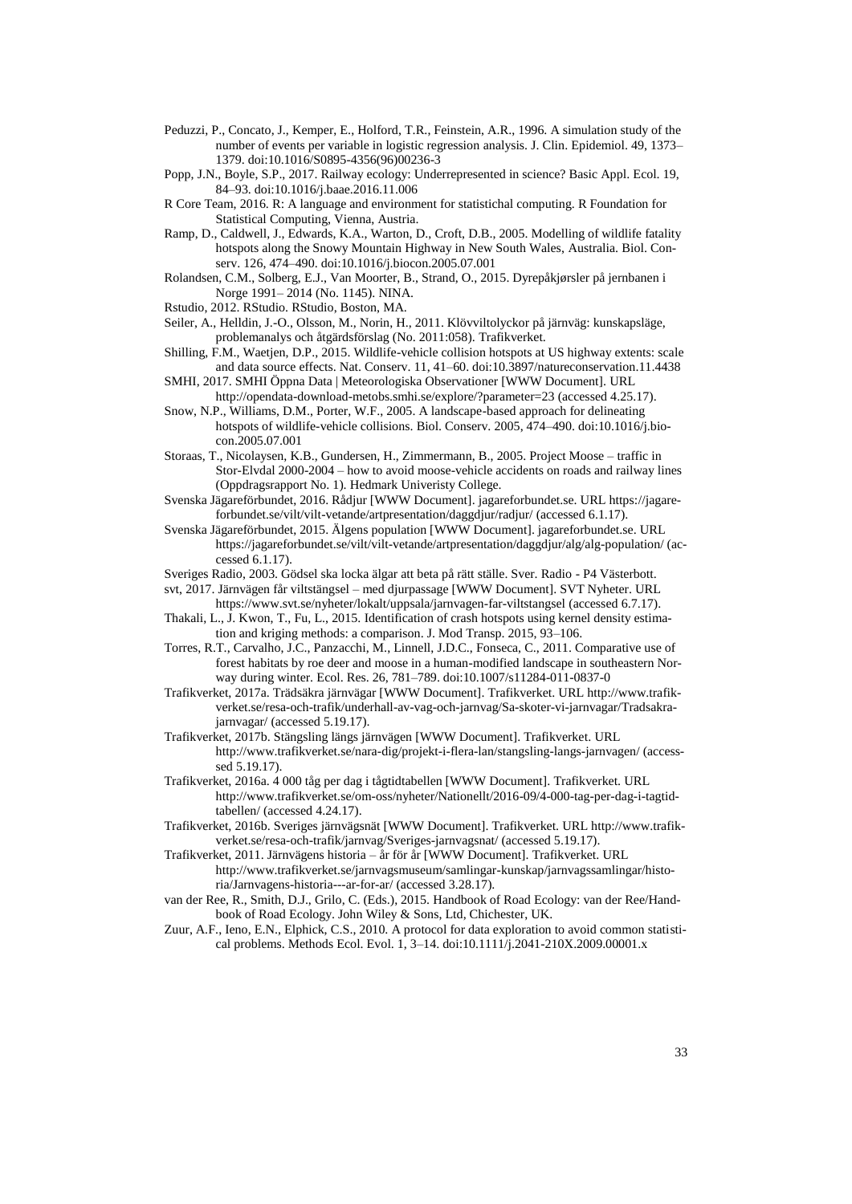Peduzzi, P., Concato, J., Kemper, E., Holford, T.R., Feinstein, A.R., 1996. A simulation study of the number of events per variable in logistic regression analysis. J. Clin. Epidemiol. 49, 1373–1379. doi:10.1016/S0895-4356(96)00236-3

Popp, J.N., Boyle, S.P., 2017. Railway ecology: Underrepresented in science? Basic Appl. Ecol. 19, 84–93. doi:10.1016/j.baae.2016.11.006

R Core Team, 2016. R: A language and environment for statistichal computing. R Foundation for Statistical Computing, Vienna, Austria.

Ramp, D., Caldwell, J., Edwards, K.A., Warton, D., Croft, D.B., 2005. Modelling of wildlife fatality hotspots along the Snowy Mountain Highway in New South Wales, Australia. Biol. Conserv. 126, 474–490. doi:10.1016/j.biocon.2005.07.001

Rolandsen, C.M., Solberg, E.J., Van Moorter, B., Strand, O., 2015. Dyrepåkjørsler på jernbanen i Norge 1991– 2014 (No. 1145). NINA.

Rstudio, 2012. RStudio. RStudio, Boston, MA.

Seiler, A., Helldin, J.-O., Olsson, M., Norin, H., 2011. Klövviltolyckor på järnväg: kunskapsläge, problemanalys och åtgärdsförslag (No. 2011:058). Trafikverket.

Shilling, F.M., Waetjen, D.P., 2015. Wildlife-vehicle collision hotspots at US highway extents: scale and data source effects. Nat. Conserv. 11, 41–60. doi:10.3897/natureconservation.11.4438

SMHI, 2017. SMHI Öppna Data | Meteorologiska Observationer [WWW Document]. URL http://opendata-download-metobs.smhi.se/explore/?parameter=23 (accessed 4.25.17).

Snow, N.P., Williams, D.M., Porter, W.F., 2005. A landscape-based approach for delineating hotspots of wildlife-vehicle collisions. Biol. Conserv. 2005, 474–490. doi:10.1016/j.biocon.2005.07.001

Storaas, T., Nicolaysen, K.B., Gundersen, H., Zimmermann, B., 2005. Project Moose – traffic in Stor-Elvdal 2000-2004 – how to avoid moose-vehicle accidents on roads and railway lines (Oppdragsrapport No. 1). Hedmark Univeristy College.

Svenska Jägareförbundet, 2016. Rådjur [WWW Document]. jagareforbundet.se. URL https://jagareforbundet.se/vilt/vilt-vetande/artpresentation/daggdjur/radjur/ (accessed 6.1.17).

Svenska Jägareförbundet, 2015. Älgens population [WWW Document]. jagareforbundet.se. URL https://jagareforbundet.se/vilt/vilt-vetande/artpresentation/daggdjur/alg/alg-population/ (accessed 6.1.17).

Sveriges Radio, 2003. Gödsel ska locka älgar att beta på rätt ställe. Sver. Radio - P4 Västerbott.

svt, 2017. Järnvägen får viltstängsel – med djurpassage [WWW Document]. SVT Nyheter. URL https://www.svt.se/nyheter/lokalt/uppsala/jarnvagen-far-viltstangsel (accessed 6.7.17).

Thakali, L., J. Kwon, T., Fu, L., 2015. Identification of crash hotspots using kernel density estimation and kriging methods: a comparison. J. Mod Transp. 2015, 93–106.

Torres, R.T., Carvalho, J.C., Panzacchi, M., Linnell, J.D.C., Fonseca, C., 2011. Comparative use of forest habitats by roe deer and moose in a human-modified landscape in southeastern Norway during winter. Ecol. Res. 26, 781–789. doi:10.1007/s11284-011-0837-0

Trafikverket, 2017a. Trädsäkra järnvägar [WWW Document]. Trafikverket. URL http://www.trafikverket.se/resa-och-trafik/underhall-av-vag-och-jarnvag/Sa-skoter-vi-jarnvagar/Tradsakra-jarnvagar/ (accessed 5.19.17).

Trafikverket, 2017b. Stängsling längs järnvägen [WWW Document]. Trafikverket. URL http://www.trafikverket.se/nara-dig/projekt-i-flera-lan/stangsling-langs-jarnvagen/ (accesssed 5.19.17).

Trafikverket, 2016a. 4 000 tåg per dag i tågtidtabellen [WWW Document]. Trafikverket. URL http://www.trafikverket.se/om-oss/nyheter/Nationellt/2016-09/4-000-tag-per-dag-i-tagtidtabellen/ (accessed 4.24.17).

Trafikverket, 2016b. Sveriges järnvägsnät [WWW Document]. Trafikverket. URL http://www.trafikverket.se/resa-och-trafik/jarnvag/Sveriges-jarnvagsnat/ (accessed 5.19.17).

Trafikverket, 2011. Järnvägens historia – år för år [WWW Document]. Trafikverket. URL http://www.trafikverket.se/jarnvagsmuseum/samlingar-kunskap/jarnvagssamlingar/historia/Jarnvagens-historia---ar-for-ar/ (accessed 3.28.17).

van der Ree, R., Smith, D.J., Grilo, C. (Eds.), 2015. Handbook of Road Ecology: van der Ree/Handbook of Road Ecology. John Wiley & Sons, Ltd, Chichester, UK.

Zuur, A.F., Ieno, E.N., Elphick, C.S., 2010. A protocol for data exploration to avoid common statistical problems. Methods Ecol. Evol. 1, 3–14. doi:10.1111/j.2041-210X.2009.00001.x